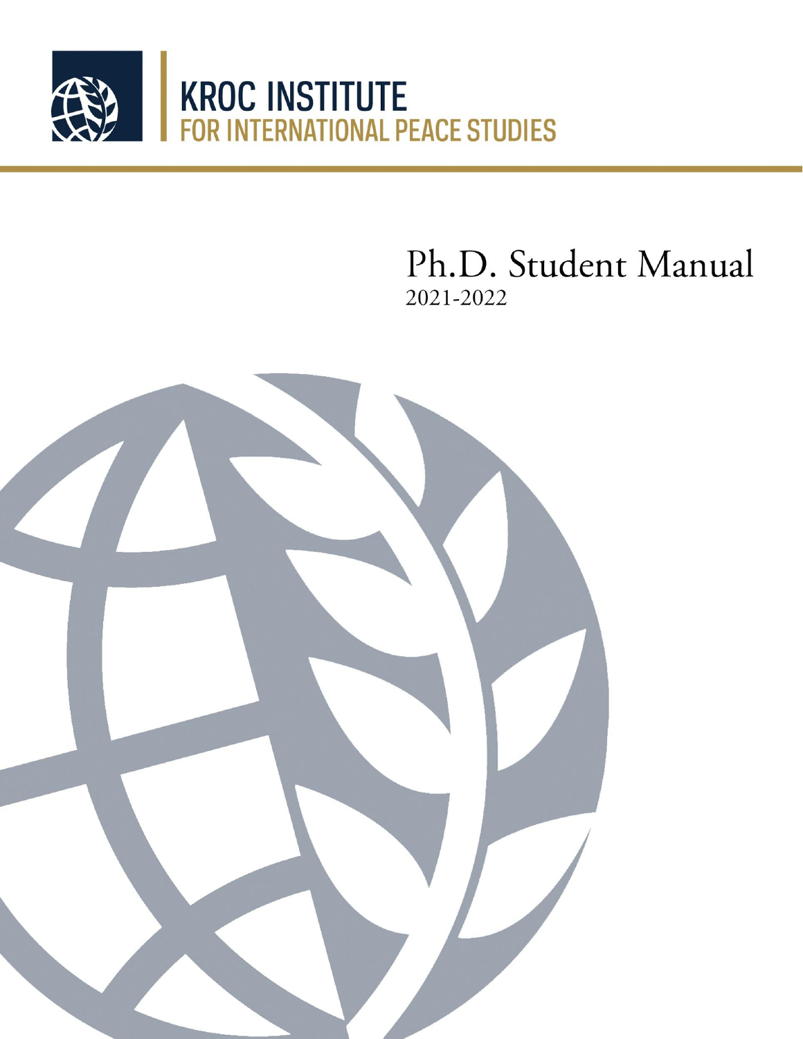# KROC INSTITUTE
## FOR INTERNATIONAL PEACE STUDIES

# Ph.D. Student Manual
2021-2022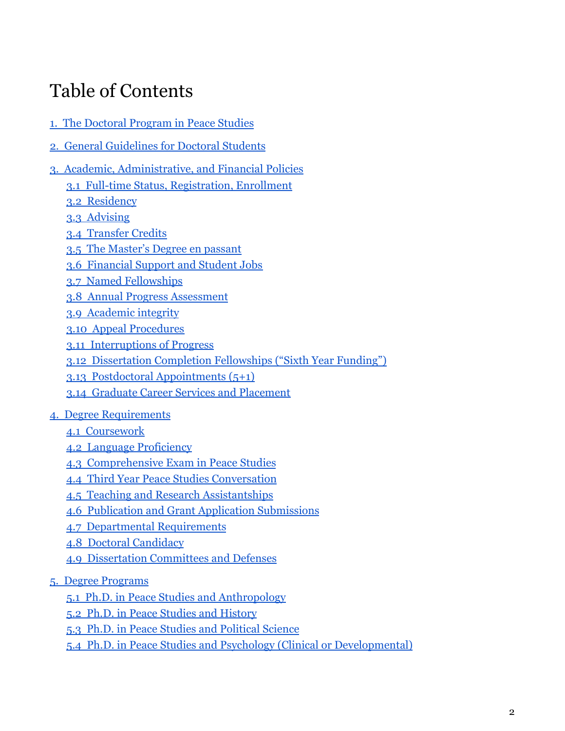# Table of Contents

1. The Doctoral Program in Peace Studies

2. General Guidelines for Doctoral Students

3. Academic, Administrative, and Financial Policies
   - 3.1 Full-time Status, Registration, Enrollment
   - 3.2 Residency
   - 3.3 Advising
   - 3.4 Transfer Credits
   - 3.5 The Master's Degree en passant
   - 3.6 Financial Support and Student Jobs
   - 3.7 Named Fellowships
   - 3.8 Annual Progress Assessment
   - 3.9 Academic integrity
   - 3.10 Appeal Procedures
   - 3.11 Interruptions of Progress
   - 3.12 Dissertation Completion Fellowships ("Sixth Year Funding")
   - 3.13 Postdoctoral Appointments (5+1)
   - 3.14 Graduate Career Services and Placement

4. Degree Requirements
   - 4.1 Coursework
   - 4.2 Language Proficiency
   - 4.3 Comprehensive Exam in Peace Studies
   - 4.4 Third Year Peace Studies Conversation
   - 4.5 Teaching and Research Assistantships
   - 4.6 Publication and Grant Application Submissions
   - 4.7 Departmental Requirements
   - 4.8 Doctoral Candidacy
   - 4.9 Dissertation Committees and Defenses

5. Degree Programs
   - 5.1 Ph.D. in Peace Studies and Anthropology
   - 5.2 Ph.D. in Peace Studies and History
   - 5.3 Ph.D. in Peace Studies and Political Science
   - 5.4 Ph.D. in Peace Studies and Psychology (Clinical or Developmental)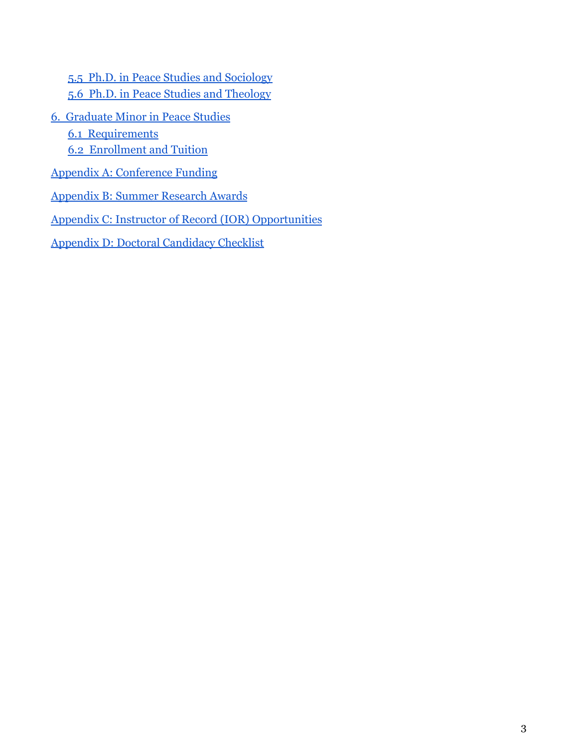- 5.5 Ph.D. in Peace Studies and Sociology
- 5.6 Ph.D. in Peace Studies and Theology

6. Graduate Minor in Peace Studies
   - 6.1 Requirements
   - 6.2 Enrollment and Tuition

Appendix A: Conference Funding

Appendix B: Summer Research Awards

Appendix C: Instructor of Record (IOR) Opportunities

Appendix D: Doctoral Candidacy Checklist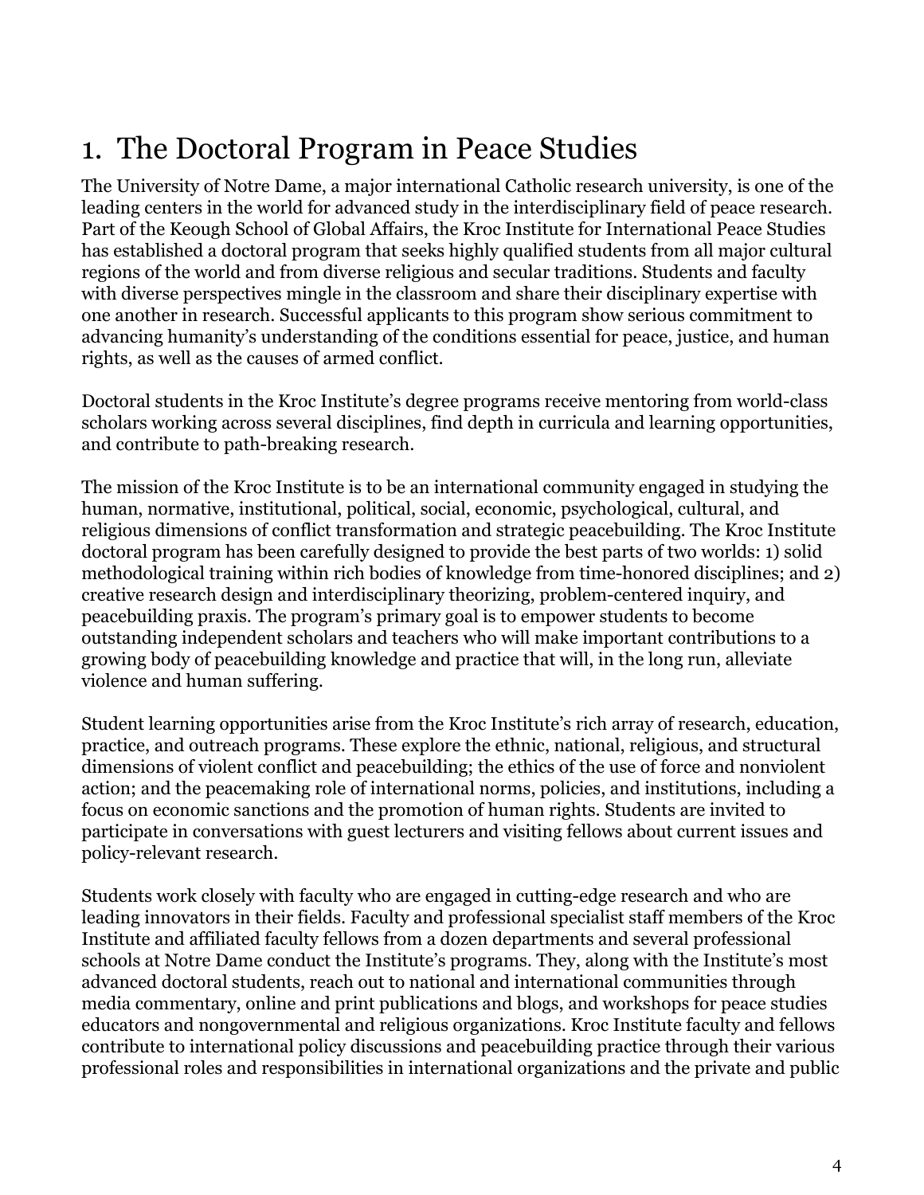# 1. The Doctoral Program in Peace Studies

The University of Notre Dame, a major international Catholic research university, is one of the leading centers in the world for advanced study in the interdisciplinary field of peace research. Part of the Keough School of Global Affairs, the Kroc Institute for International Peace Studies has established a doctoral program that seeks highly qualified students from all major cultural regions of the world and from diverse religious and secular traditions. Students and faculty with diverse perspectives mingle in the classroom and share their disciplinary expertise with one another in research. Successful applicants to this program show serious commitment to advancing humanity's understanding of the conditions essential for peace, justice, and human rights, as well as the causes of armed conflict.

Doctoral students in the Kroc Institute's degree programs receive mentoring from world-class scholars working across several disciplines, find depth in curricula and learning opportunities, and contribute to path-breaking research.

The mission of the Kroc Institute is to be an international community engaged in studying the human, normative, institutional, political, social, economic, psychological, cultural, and religious dimensions of conflict transformation and strategic peacebuilding. The Kroc Institute doctoral program has been carefully designed to provide the best parts of two worlds: 1) solid methodological training within rich bodies of knowledge from time-honored disciplines; and 2) creative research design and interdisciplinary theorizing, problem-centered inquiry, and peacebuilding praxis. The program's primary goal is to empower students to become outstanding independent scholars and teachers who will make important contributions to a growing body of peacebuilding knowledge and practice that will, in the long run, alleviate violence and human suffering.

Student learning opportunities arise from the Kroc Institute's rich array of research, education, practice, and outreach programs. These explore the ethnic, national, religious, and structural dimensions of violent conflict and peacebuilding; the ethics of the use of force and nonviolent action; and the peacemaking role of international norms, policies, and institutions, including a focus on economic sanctions and the promotion of human rights. Students are invited to participate in conversations with guest lecturers and visiting fellows about current issues and policy-relevant research.

Students work closely with faculty who are engaged in cutting-edge research and who are leading innovators in their fields. Faculty and professional specialist staff members of the Kroc Institute and affiliated faculty fellows from a dozen departments and several professional schools at Notre Dame conduct the Institute's programs. They, along with the Institute's most advanced doctoral students, reach out to national and international communities through media commentary, online and print publications and blogs, and workshops for peace studies educators and nongovernmental and religious organizations. Kroc Institute faculty and fellows contribute to international policy discussions and peacebuilding practice through their various professional roles and responsibilities in international organizations and the private and public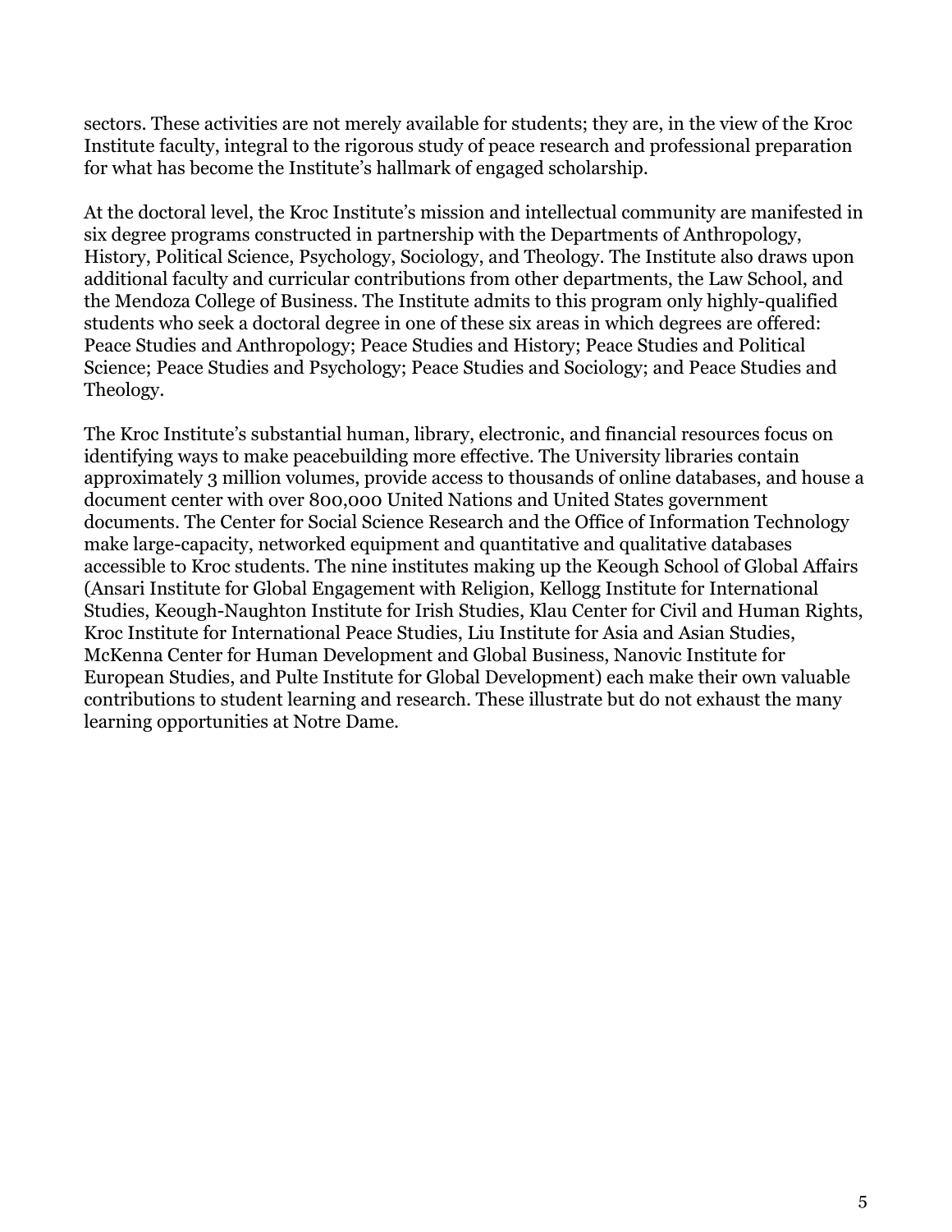sectors. These activities are not merely available for students; they are, in the view of the Kroc Institute faculty, integral to the rigorous study of peace research and professional preparation for what has become the Institute's hallmark of engaged scholarship.

At the doctoral level, the Kroc Institute's mission and intellectual community are manifested in six degree programs constructed in partnership with the Departments of Anthropology, History, Political Science, Psychology, Sociology, and Theology. The Institute also draws upon additional faculty and curricular contributions from other departments, the Law School, and the Mendoza College of Business. The Institute admits to this program only highly-qualified students who seek a doctoral degree in one of these six areas in which degrees are offered: Peace Studies and Anthropology; Peace Studies and History; Peace Studies and Political Science; Peace Studies and Psychology; Peace Studies and Sociology; and Peace Studies and Theology.

The Kroc Institute's substantial human, library, electronic, and financial resources focus on identifying ways to make peacebuilding more effective. The University libraries contain approximately 3 million volumes, provide access to thousands of online databases, and house a document center with over 800,000 United Nations and United States government documents. The Center for Social Science Research and the Office of Information Technology make large-capacity, networked equipment and quantitative and qualitative databases accessible to Kroc students. The nine institutes making up the Keough School of Global Affairs (Ansari Institute for Global Engagement with Religion, Kellogg Institute for International Studies, Keough-Naughton Institute for Irish Studies, Klau Center for Civil and Human Rights, Kroc Institute for International Peace Studies, Liu Institute for Asia and Asian Studies, McKenna Center for Human Development and Global Business, Nanovic Institute for European Studies, and Pulte Institute for Global Development) each make their own valuable contributions to student learning and research. These illustrate but do not exhaust the many learning opportunities at Notre Dame.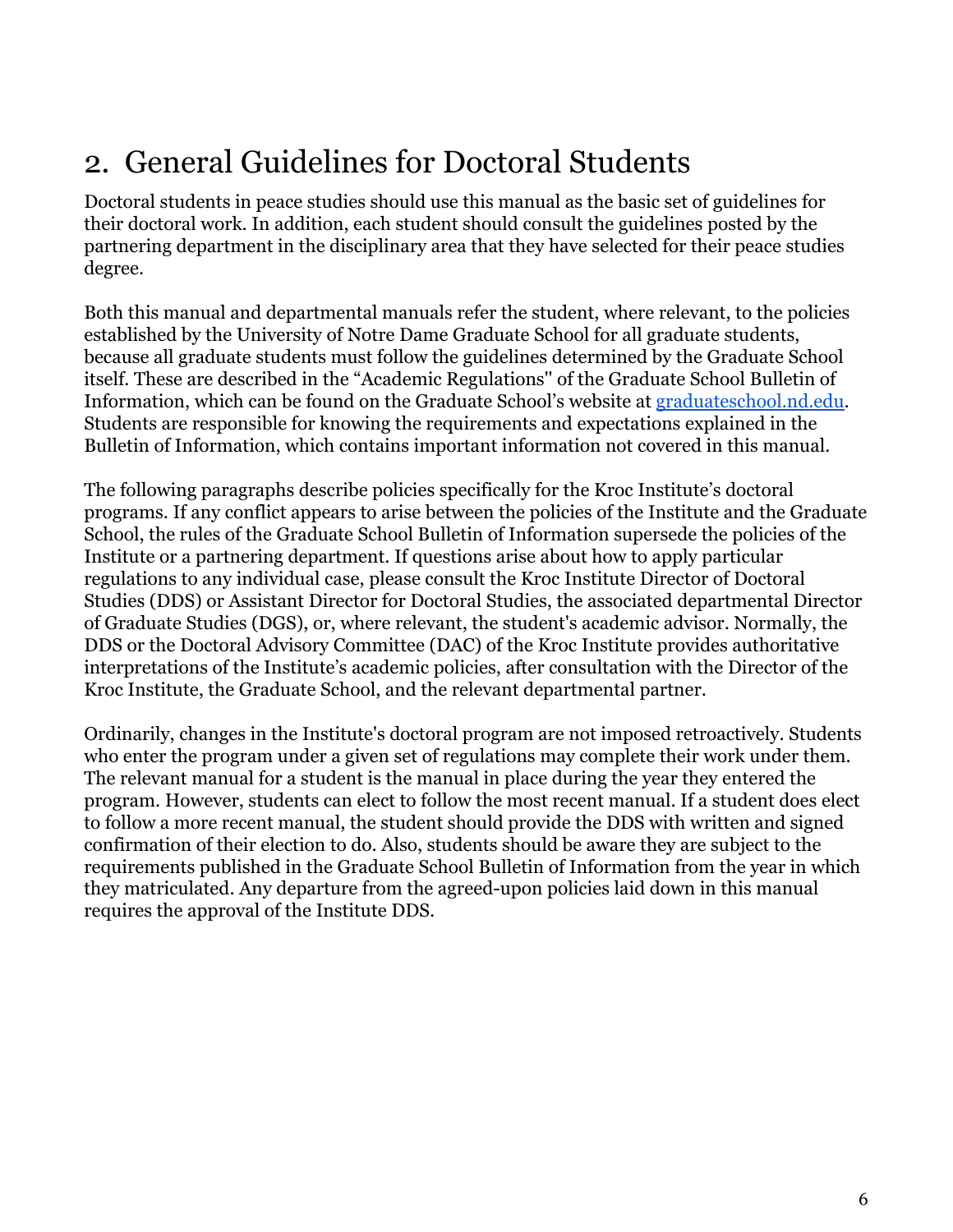# 2. General Guidelines for Doctoral Students

Doctoral students in peace studies should use this manual as the basic set of guidelines for their doctoral work. In addition, each student should consult the guidelines posted by the partnering department in the disciplinary area that they have selected for their peace studies degree.

Both this manual and departmental manuals refer the student, where relevant, to the policies established by the University of Notre Dame Graduate School for all graduate students, because all graduate students must follow the guidelines determined by the Graduate School itself. These are described in the "Academic Regulations" of the Graduate School Bulletin of Information, which can be found on the Graduate School's website at [graduateschool.nd.edu](graduateschool.nd.edu). Students are responsible for knowing the requirements and expectations explained in the Bulletin of Information, which contains important information not covered in this manual.

The following paragraphs describe policies specifically for the Kroc Institute's doctoral programs. If any conflict appears to arise between the policies of the Institute and the Graduate School, the rules of the Graduate School Bulletin of Information supersede the policies of the Institute or a partnering department. If questions arise about how to apply particular regulations to any individual case, please consult the Kroc Institute Director of Doctoral Studies (DDS) or Assistant Director for Doctoral Studies, the associated departmental Director of Graduate Studies (DGS), or, where relevant, the student's academic advisor. Normally, the DDS or the Doctoral Advisory Committee (DAC) of the Kroc Institute provides authoritative interpretations of the Institute's academic policies, after consultation with the Director of the Kroc Institute, the Graduate School, and the relevant departmental partner.

Ordinarily, changes in the Institute's doctoral program are not imposed retroactively. Students who enter the program under a given set of regulations may complete their work under them. The relevant manual for a student is the manual in place during the year they entered the program. However, students can elect to follow the most recent manual. If a student does elect to follow a more recent manual, the student should provide the DDS with written and signed confirmation of their election to do. Also, students should be aware they are subject to the requirements published in the Graduate School Bulletin of Information from the year in which they matriculated. Any departure from the agreed-upon policies laid down in this manual requires the approval of the Institute DDS.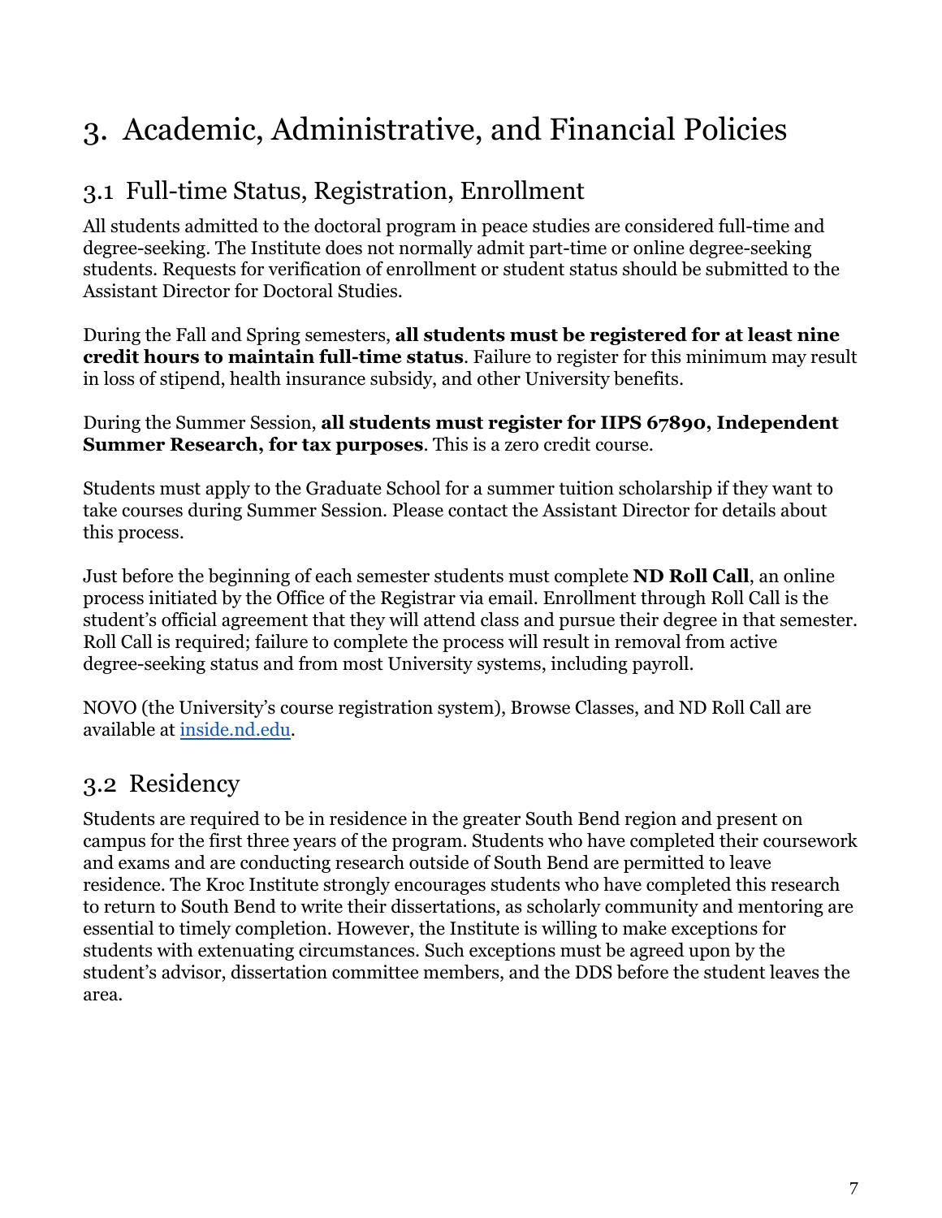# 3. Academic, Administrative, and Financial Policies

## 3.1 Full-time Status, Registration, Enrollment

All students admitted to the doctoral program in peace studies are considered full-time and degree-seeking. The Institute does not normally admit part-time or online degree-seeking students. Requests for verification of enrollment or student status should be submitted to the Assistant Director for Doctoral Studies.

During the Fall and Spring semesters, **all students must be registered for at least nine credit hours to maintain full-time status**. Failure to register for this minimum may result in loss of stipend, health insurance subsidy, and other University benefits.

During the Summer Session, **all students must register for IIPS 67890, Independent Summer Research, for tax purposes**. This is a zero credit course.

Students must apply to the Graduate School for a summer tuition scholarship if they want to take courses during Summer Session. Please contact the Assistant Director for details about this process.

Just before the beginning of each semester students must complete **ND Roll Call**, an online process initiated by the Office of the Registrar via email. Enrollment through Roll Call is the student's official agreement that they will attend class and pursue their degree in that semester. Roll Call is required; failure to complete the process will result in removal from active degree-seeking status and from most University systems, including payroll.

NOVO (the University's course registration system), Browse Classes, and ND Roll Call are available at [inside.nd.edu](inside.nd.edu).

## 3.2 Residency

Students are required to be in residence in the greater South Bend region and present on campus for the first three years of the program. Students who have completed their coursework and exams and are conducting research outside of South Bend are permitted to leave residence. The Kroc Institute strongly encourages students who have completed this research to return to South Bend to write their dissertations, as scholarly community and mentoring are essential to timely completion. However, the Institute is willing to make exceptions for students with extenuating circumstances. Such exceptions must be agreed upon by the student's advisor, dissertation committee members, and the DDS before the student leaves the area.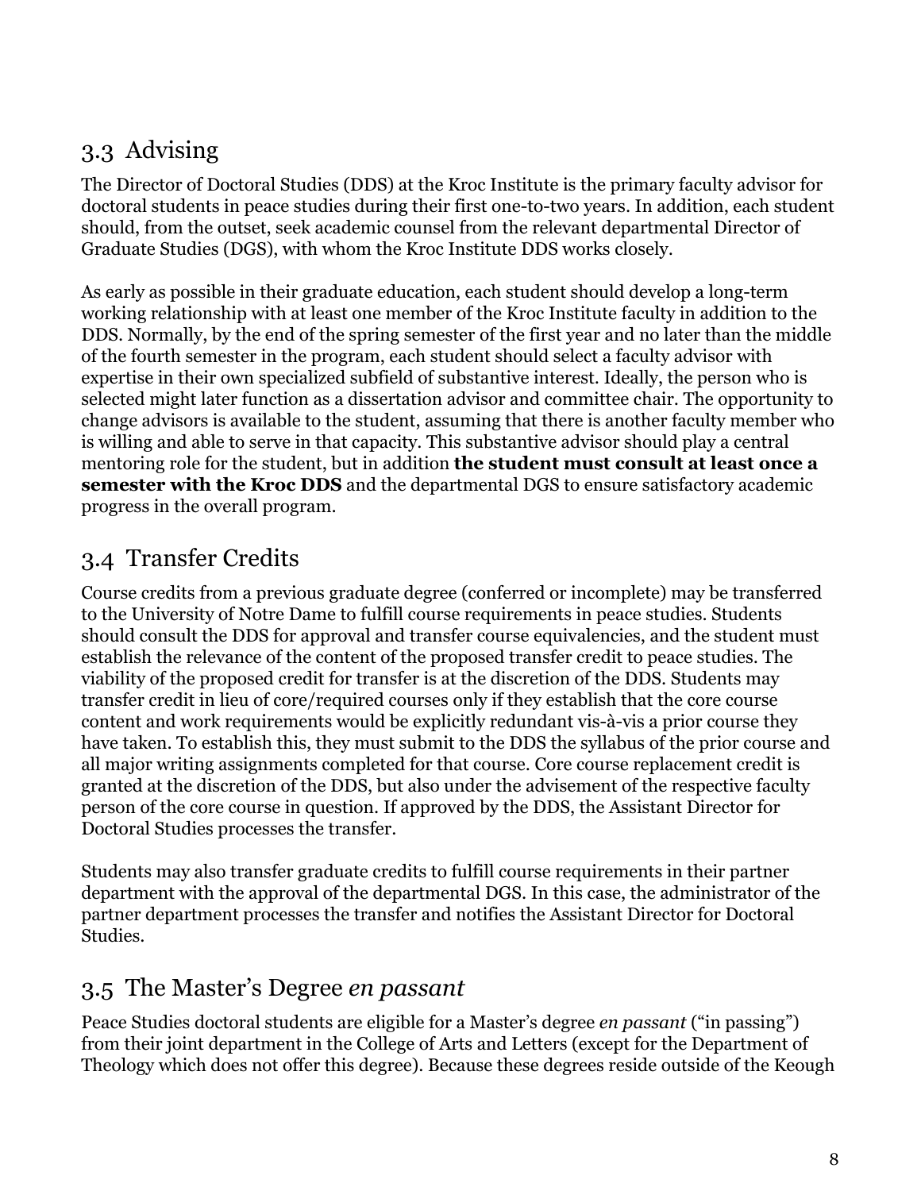## 3.3 Advising

The Director of Doctoral Studies (DDS) at the Kroc Institute is the primary faculty advisor for doctoral students in peace studies during their first one-to-two years. In addition, each student should, from the outset, seek academic counsel from the relevant departmental Director of Graduate Studies (DGS), with whom the Kroc Institute DDS works closely.

As early as possible in their graduate education, each student should develop a long-term working relationship with at least one member of the Kroc Institute faculty in addition to the DDS. Normally, by the end of the spring semester of the first year and no later than the middle of the fourth semester in the program, each student should select a faculty advisor with expertise in their own specialized subfield of substantive interest. Ideally, the person who is selected might later function as a dissertation advisor and committee chair. The opportunity to change advisors is available to the student, assuming that there is another faculty member who is willing and able to serve in that capacity. This substantive advisor should play a central mentoring role for the student, but in addition **the student must consult at least once a semester with the Kroc DDS** and the departmental DGS to ensure satisfactory academic progress in the overall program.

## 3.4 Transfer Credits

Course credits from a previous graduate degree (conferred or incomplete) may be transferred to the University of Notre Dame to fulfill course requirements in peace studies. Students should consult the DDS for approval and transfer course equivalencies, and the student must establish the relevance of the content of the proposed transfer credit to peace studies. The viability of the proposed credit for transfer is at the discretion of the DDS. Students may transfer credit in lieu of core/required courses only if they establish that the core course content and work requirements would be explicitly redundant vis-à-vis a prior course they have taken. To establish this, they must submit to the DDS the syllabus of the prior course and all major writing assignments completed for that course. Core course replacement credit is granted at the discretion of the DDS, but also under the advisement of the respective faculty person of the core course in question. If approved by the DDS, the Assistant Director for Doctoral Studies processes the transfer.

Students may also transfer graduate credits to fulfill course requirements in their partner department with the approval of the departmental DGS. In this case, the administrator of the partner department processes the transfer and notifies the Assistant Director for Doctoral Studies.

## 3.5 The Master's Degree *en passant*

Peace Studies doctoral students are eligible for a Master's degree *en passant* ("in passing") from their joint department in the College of Arts and Letters (except for the Department of Theology which does not offer this degree). Because these degrees reside outside of the Keough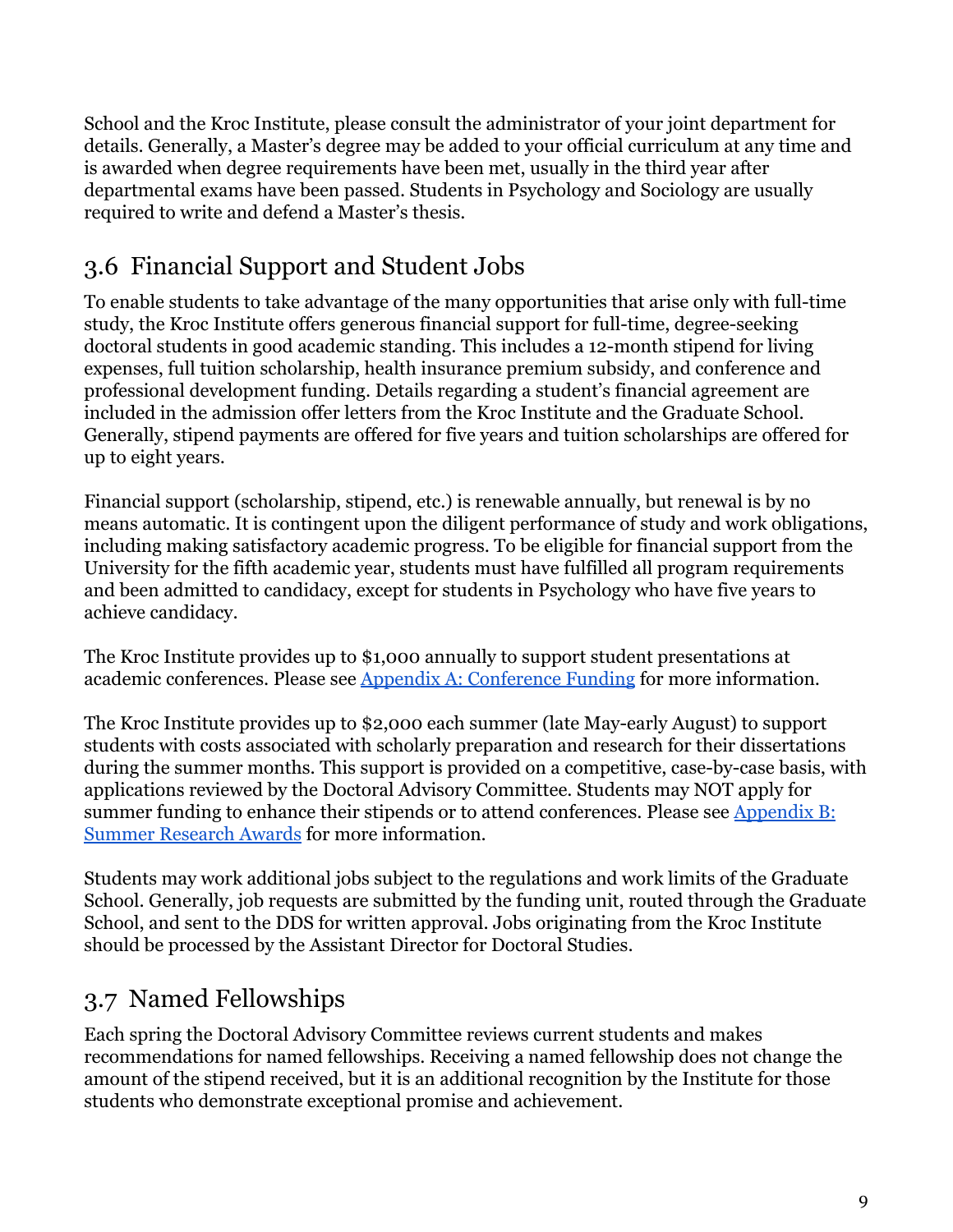School and the Kroc Institute, please consult the administrator of your joint department for details. Generally, a Master's degree may be added to your official curriculum at any time and is awarded when degree requirements have been met, usually in the third year after departmental exams have been passed. Students in Psychology and Sociology are usually required to write and defend a Master's thesis.

## 3.6 Financial Support and Student Jobs

To enable students to take advantage of the many opportunities that arise only with full-time study, the Kroc Institute offers generous financial support for full-time, degree-seeking doctoral students in good academic standing. This includes a 12-month stipend for living expenses, full tuition scholarship, health insurance premium subsidy, and conference and professional development funding. Details regarding a student's financial agreement are included in the admission offer letters from the Kroc Institute and the Graduate School. Generally, stipend payments are offered for five years and tuition scholarships are offered for up to eight years.

Financial support (scholarship, stipend, etc.) is renewable annually, but renewal is by no means automatic. It is contingent upon the diligent performance of study and work obligations, including making satisfactory academic progress. To be eligible for financial support from the University for the fifth academic year, students must have fulfilled all program requirements and been admitted to candidacy, except for students in Psychology who have five years to achieve candidacy.

The Kroc Institute provides up to $1,000 annually to support student presentations at academic conferences. Please see [Appendix A: Conference Funding] for more information.

The Kroc Institute provides up to $2,000 each summer (late May-early August) to support students with costs associated with scholarly preparation and research for their dissertations during the summer months. This support is provided on a competitive, case-by-case basis, with applications reviewed by the Doctoral Advisory Committee. Students may NOT apply for summer funding to enhance their stipends or to attend conferences. Please see [Appendix B: Summer Research Awards] for more information.

Students may work additional jobs subject to the regulations and work limits of the Graduate School. Generally, job requests are submitted by the funding unit, routed through the Graduate School, and sent to the DDS for written approval. Jobs originating from the Kroc Institute should be processed by the Assistant Director for Doctoral Studies.

## 3.7 Named Fellowships

Each spring the Doctoral Advisory Committee reviews current students and makes recommendations for named fellowships. Receiving a named fellowship does not change the amount of the stipend received, but it is an additional recognition by the Institute for those students who demonstrate exceptional promise and achievement.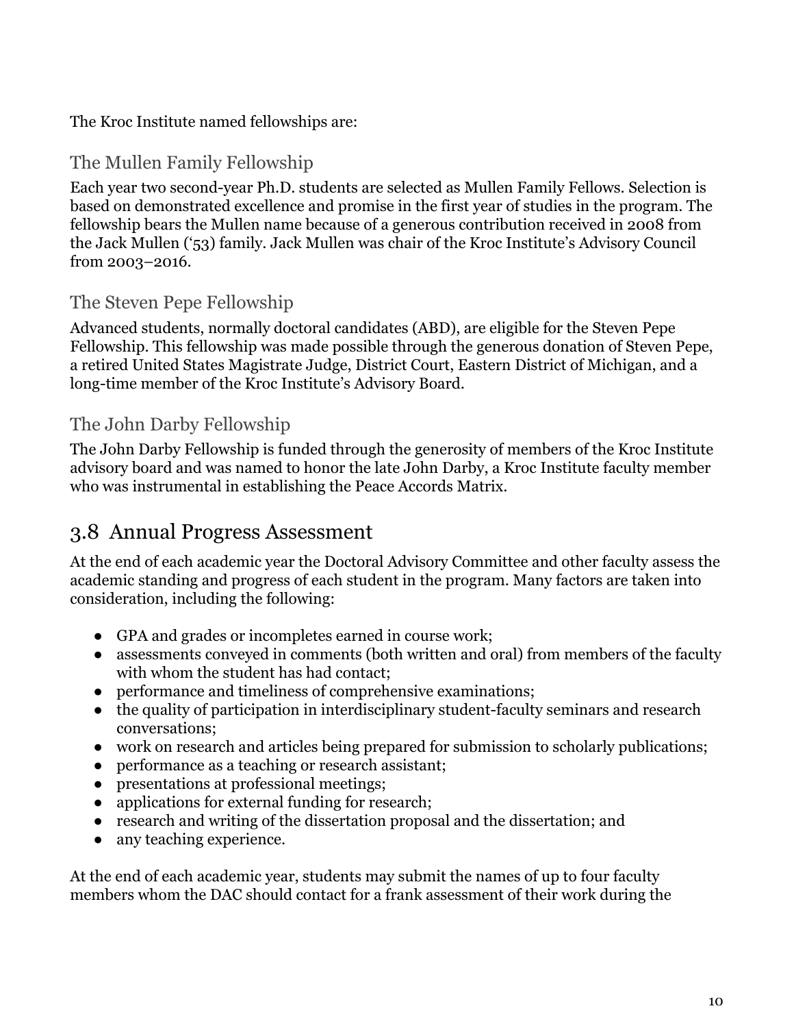The Kroc Institute named fellowships are:

### The Mullen Family Fellowship

Each year two second-year Ph.D. students are selected as Mullen Family Fellows. Selection is based on demonstrated excellence and promise in the first year of studies in the program. The fellowship bears the Mullen name because of a generous contribution received in 2008 from the Jack Mullen ('53) family. Jack Mullen was chair of the Kroc Institute's Advisory Council from 2003–2016.

### The Steven Pepe Fellowship

Advanced students, normally doctoral candidates (ABD), are eligible for the Steven Pepe Fellowship. This fellowship was made possible through the generous donation of Steven Pepe, a retired United States Magistrate Judge, District Court, Eastern District of Michigan, and a long-time member of the Kroc Institute's Advisory Board.

### The John Darby Fellowship

The John Darby Fellowship is funded through the generosity of members of the Kroc Institute advisory board and was named to honor the late John Darby, a Kroc Institute faculty member who was instrumental in establishing the Peace Accords Matrix.

## 3.8 Annual Progress Assessment

At the end of each academic year the Doctoral Advisory Committee and other faculty assess the academic standing and progress of each student in the program. Many factors are taken into consideration, including the following:

- GPA and grades or incompletes earned in course work;
- assessments conveyed in comments (both written and oral) from members of the faculty with whom the student has had contact;
- performance and timeliness of comprehensive examinations;
- the quality of participation in interdisciplinary student-faculty seminars and research conversations;
- work on research and articles being prepared for submission to scholarly publications;
- performance as a teaching or research assistant;
- presentations at professional meetings;
- applications for external funding for research;
- research and writing of the dissertation proposal and the dissertation; and
- any teaching experience.

At the end of each academic year, students may submit the names of up to four faculty members whom the DAC should contact for a frank assessment of their work during the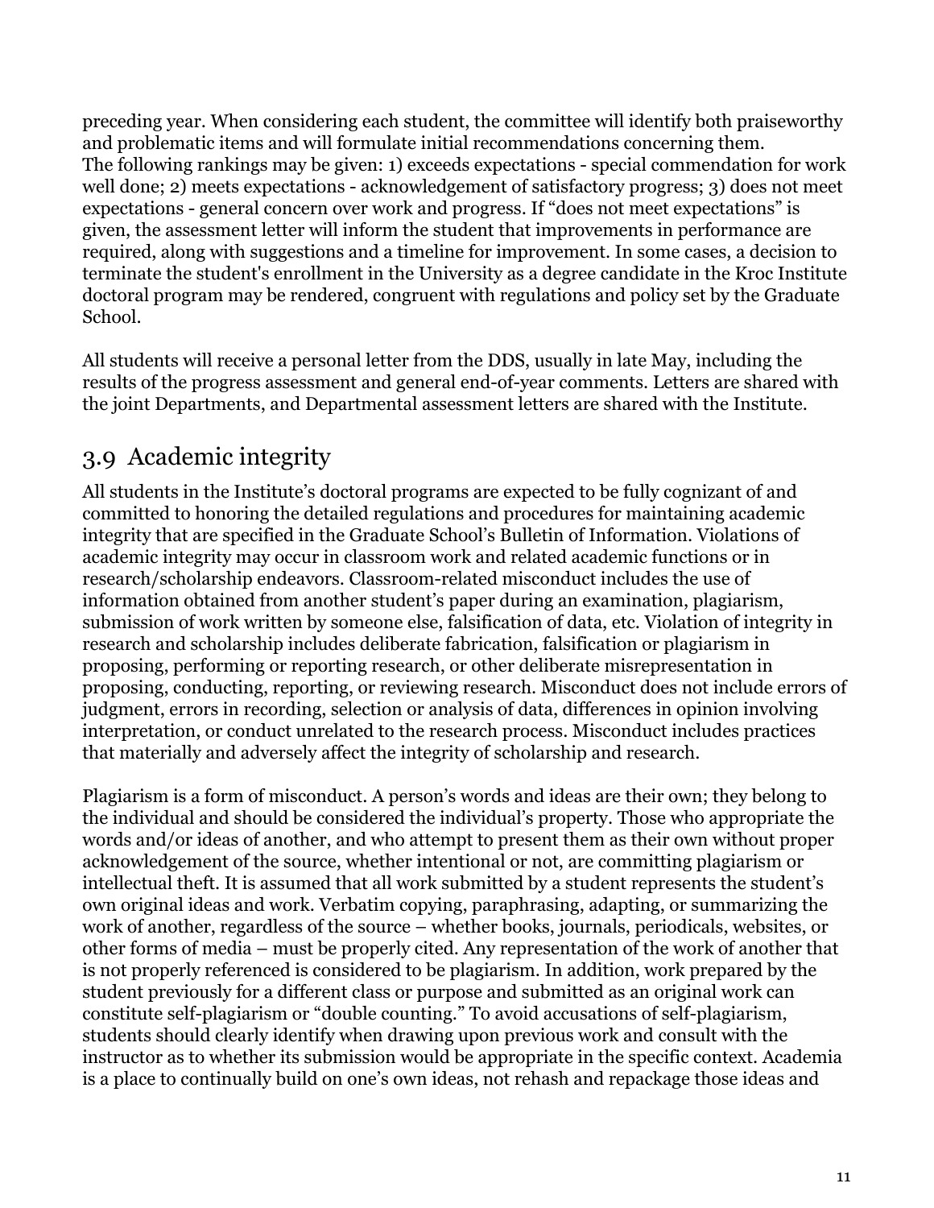preceding year. When considering each student, the committee will identify both praiseworthy and problematic items and will formulate initial recommendations concerning them. The following rankings may be given: 1) exceeds expectations - special commendation for work well done; 2) meets expectations - acknowledgement of satisfactory progress; 3) does not meet expectations - general concern over work and progress. If "does not meet expectations" is given, the assessment letter will inform the student that improvements in performance are required, along with suggestions and a timeline for improvement. In some cases, a decision to terminate the student's enrollment in the University as a degree candidate in the Kroc Institute doctoral program may be rendered, congruent with regulations and policy set by the Graduate School.

All students will receive a personal letter from the DDS, usually in late May, including the results of the progress assessment and general end-of-year comments. Letters are shared with the joint Departments, and Departmental assessment letters are shared with the Institute.

## 3.9 Academic integrity

All students in the Institute's doctoral programs are expected to be fully cognizant of and committed to honoring the detailed regulations and procedures for maintaining academic integrity that are specified in the Graduate School's Bulletin of Information. Violations of academic integrity may occur in classroom work and related academic functions or in research/scholarship endeavors. Classroom-related misconduct includes the use of information obtained from another student's paper during an examination, plagiarism, submission of work written by someone else, falsification of data, etc. Violation of integrity in research and scholarship includes deliberate fabrication, falsification or plagiarism in proposing, performing or reporting research, or other deliberate misrepresentation in proposing, conducting, reporting, or reviewing research. Misconduct does not include errors of judgment, errors in recording, selection or analysis of data, differences in opinion involving interpretation, or conduct unrelated to the research process. Misconduct includes practices that materially and adversely affect the integrity of scholarship and research.

Plagiarism is a form of misconduct. A person's words and ideas are their own; they belong to the individual and should be considered the individual's property. Those who appropriate the words and/or ideas of another, and who attempt to present them as their own without proper acknowledgement of the source, whether intentional or not, are committing plagiarism or intellectual theft. It is assumed that all work submitted by a student represents the student's own original ideas and work. Verbatim copying, paraphrasing, adapting, or summarizing the work of another, regardless of the source – whether books, journals, periodicals, websites, or other forms of media – must be properly cited. Any representation of the work of another that is not properly referenced is considered to be plagiarism. In addition, work prepared by the student previously for a different class or purpose and submitted as an original work can constitute self-plagiarism or "double counting." To avoid accusations of self-plagiarism, students should clearly identify when drawing upon previous work and consult with the instructor as to whether its submission would be appropriate in the specific context. Academia is a place to continually build on one's own ideas, not rehash and repackage those ideas and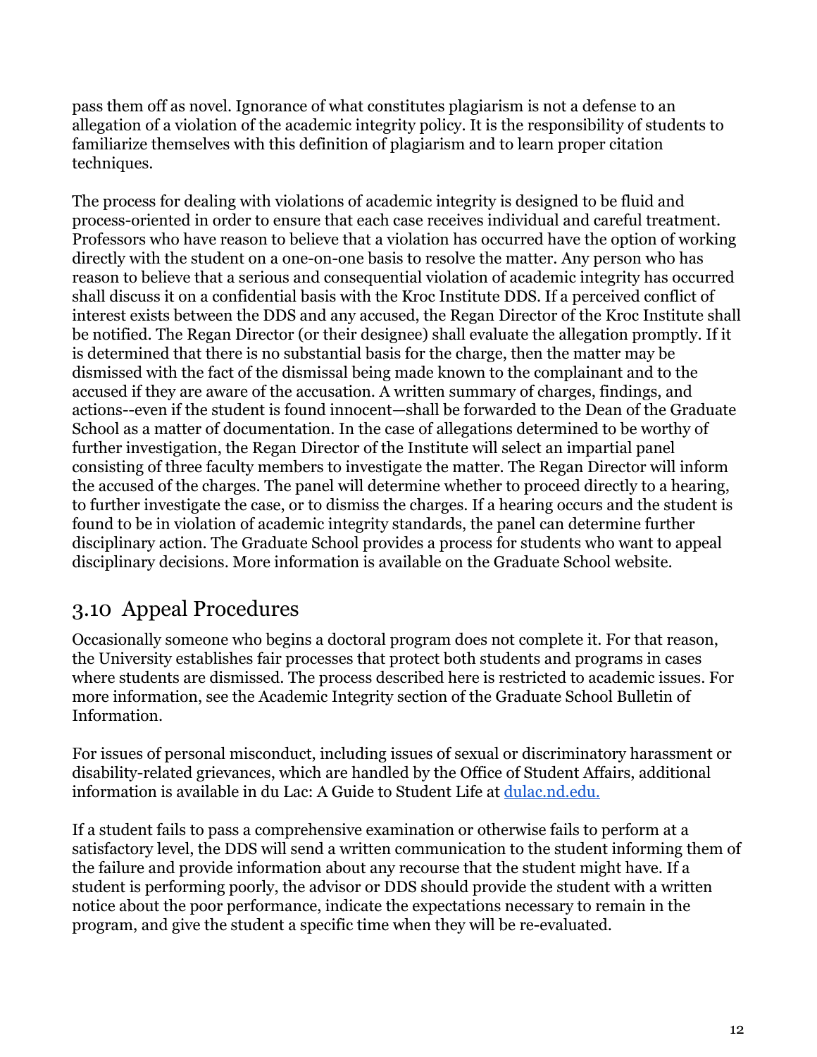pass them off as novel. Ignorance of what constitutes plagiarism is not a defense to an allegation of a violation of the academic integrity policy. It is the responsibility of students to familiarize themselves with this definition of plagiarism and to learn proper citation techniques.

The process for dealing with violations of academic integrity is designed to be fluid and process-oriented in order to ensure that each case receives individual and careful treatment. Professors who have reason to believe that a violation has occurred have the option of working directly with the student on a one-on-one basis to resolve the matter. Any person who has reason to believe that a serious and consequential violation of academic integrity has occurred shall discuss it on a confidential basis with the Kroc Institute DDS. If a perceived conflict of interest exists between the DDS and any accused, the Regan Director of the Kroc Institute shall be notified. The Regan Director (or their designee) shall evaluate the allegation promptly. If it is determined that there is no substantial basis for the charge, then the matter may be dismissed with the fact of the dismissal being made known to the complainant and to the accused if they are aware of the accusation. A written summary of charges, findings, and actions--even if the student is found innocent—shall be forwarded to the Dean of the Graduate School as a matter of documentation. In the case of allegations determined to be worthy of further investigation, the Regan Director of the Institute will select an impartial panel consisting of three faculty members to investigate the matter. The Regan Director will inform the accused of the charges. The panel will determine whether to proceed directly to a hearing, to further investigate the case, or to dismiss the charges. If a hearing occurs and the student is found to be in violation of academic integrity standards, the panel can determine further disciplinary action. The Graduate School provides a process for students who want to appeal disciplinary decisions. More information is available on the Graduate School website.

## 3.10 Appeal Procedures

Occasionally someone who begins a doctoral program does not complete it. For that reason, the University establishes fair processes that protect both students and programs in cases where students are dismissed. The process described here is restricted to academic issues. For more information, see the Academic Integrity section of the Graduate School Bulletin of Information.

For issues of personal misconduct, including issues of sexual or discriminatory harassment or disability-related grievances, which are handled by the Office of Student Affairs, additional information is available in du Lac: A Guide to Student Life at [dulac.nd.edu.](dulac.nd.edu)

If a student fails to pass a comprehensive examination or otherwise fails to perform at a satisfactory level, the DDS will send a written communication to the student informing them of the failure and provide information about any recourse that the student might have. If a student is performing poorly, the advisor or DDS should provide the student with a written notice about the poor performance, indicate the expectations necessary to remain in the program, and give the student a specific time when they will be re-evaluated.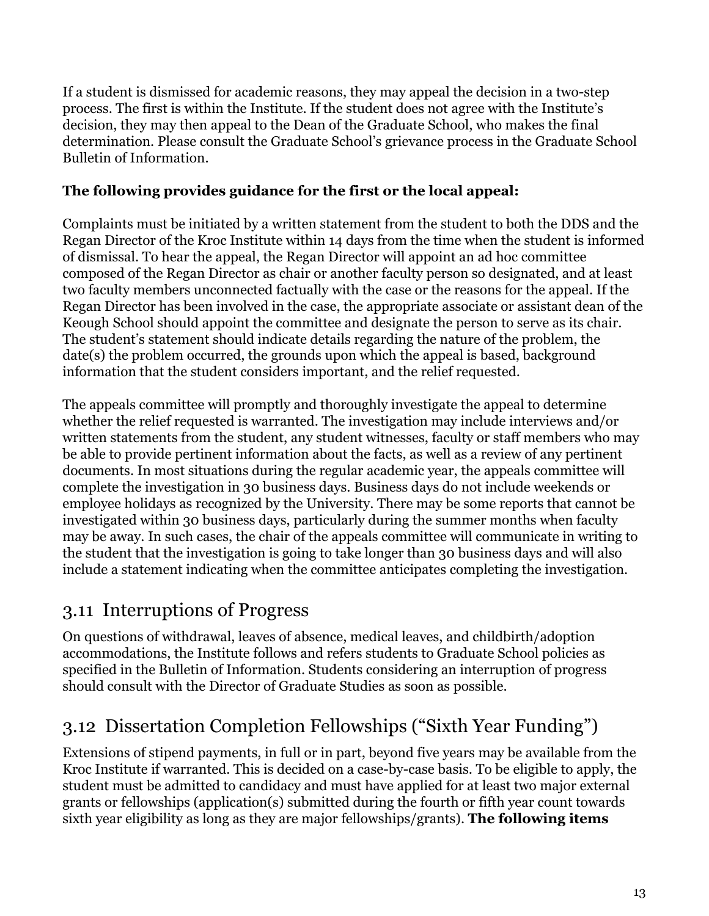If a student is dismissed for academic reasons, they may appeal the decision in a two-step process. The first is within the Institute. If the student does not agree with the Institute's decision, they may then appeal to the Dean of the Graduate School, who makes the final determination. Please consult the Graduate School's grievance process in the Graduate School Bulletin of Information.

**The following provides guidance for the first or the local appeal:**

Complaints must be initiated by a written statement from the student to both the DDS and the Regan Director of the Kroc Institute within 14 days from the time when the student is informed of dismissal. To hear the appeal, the Regan Director will appoint an ad hoc committee composed of the Regan Director as chair or another faculty person so designated, and at least two faculty members unconnected factually with the case or the reasons for the appeal. If the Regan Director has been involved in the case, the appropriate associate or assistant dean of the Keough School should appoint the committee and designate the person to serve as its chair. The student's statement should indicate details regarding the nature of the problem, the date(s) the problem occurred, the grounds upon which the appeal is based, background information that the student considers important, and the relief requested.

The appeals committee will promptly and thoroughly investigate the appeal to determine whether the relief requested is warranted. The investigation may include interviews and/or written statements from the student, any student witnesses, faculty or staff members who may be able to provide pertinent information about the facts, as well as a review of any pertinent documents. In most situations during the regular academic year, the appeals committee will complete the investigation in 30 business days. Business days do not include weekends or employee holidays as recognized by the University. There may be some reports that cannot be investigated within 30 business days, particularly during the summer months when faculty may be away. In such cases, the chair of the appeals committee will communicate in writing to the student that the investigation is going to take longer than 30 business days and will also include a statement indicating when the committee anticipates completing the investigation.

## 3.11 Interruptions of Progress

On questions of withdrawal, leaves of absence, medical leaves, and childbirth/adoption accommodations, the Institute follows and refers students to Graduate School policies as specified in the Bulletin of Information. Students considering an interruption of progress should consult with the Director of Graduate Studies as soon as possible.

## 3.12 Dissertation Completion Fellowships ("Sixth Year Funding")

Extensions of stipend payments, in full or in part, beyond five years may be available from the Kroc Institute if warranted. This is decided on a case-by-case basis. To be eligible to apply, the student must be admitted to candidacy and must have applied for at least two major external grants or fellowships (application(s) submitted during the fourth or fifth year count towards sixth year eligibility as long as they are major fellowships/grants). **The following items**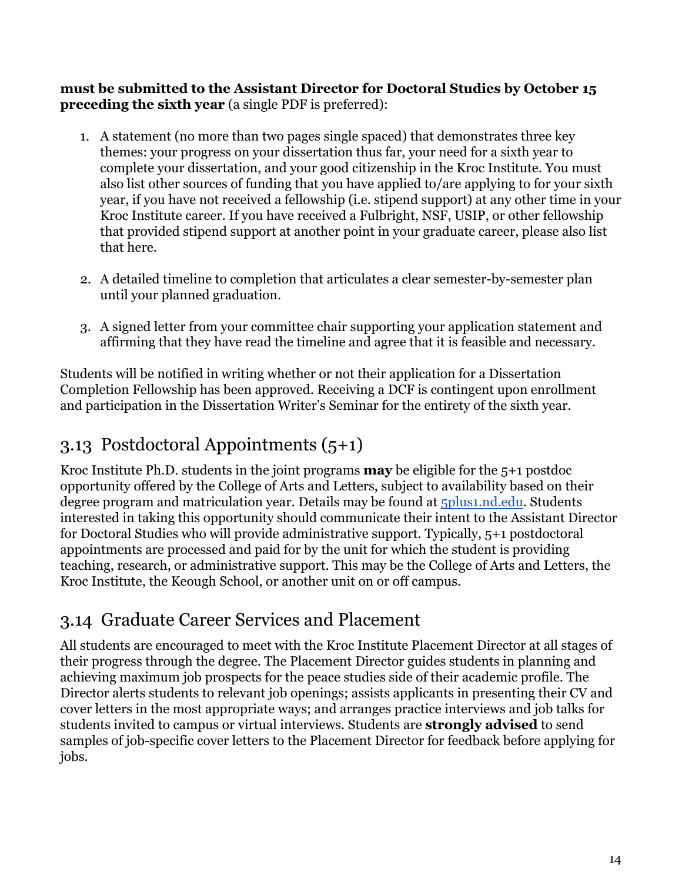**must be submitted to the Assistant Director for Doctoral Studies by October 15 preceding the sixth year** (a single PDF is preferred):

1. A statement (no more than two pages single spaced) that demonstrates three key themes: your progress on your dissertation thus far, your need for a sixth year to complete your dissertation, and your good citizenship in the Kroc Institute. You must also list other sources of funding that you have applied to/are applying to for your sixth year, if you have not received a fellowship (i.e. stipend support) at any other time in your Kroc Institute career. If you have received a Fulbright, NSF, USIP, or other fellowship that provided stipend support at another point in your graduate career, please also list that here.

2. A detailed timeline to completion that articulates a clear semester-by-semester plan until your planned graduation.

3. A signed letter from your committee chair supporting your application statement and affirming that they have read the timeline and agree that it is feasible and necessary.

Students will be notified in writing whether or not their application for a Dissertation Completion Fellowship has been approved. Receiving a DCF is contingent upon enrollment and participation in the Dissertation Writer's Seminar for the entirety of the sixth year.

## 3.13 Postdoctoral Appointments (5+1)

Kroc Institute Ph.D. students in the joint programs **may** be eligible for the 5+1 postdoc opportunity offered by the College of Arts and Letters, subject to availability based on their degree program and matriculation year. Details may be found at [5plus1.nd.edu](5plus1.nd.edu). Students interested in taking this opportunity should communicate their intent to the Assistant Director for Doctoral Studies who will provide administrative support. Typically, 5+1 postdoctoral appointments are processed and paid for by the unit for which the student is providing teaching, research, or administrative support. This may be the College of Arts and Letters, the Kroc Institute, the Keough School, or another unit on or off campus.

## 3.14 Graduate Career Services and Placement

All students are encouraged to meet with the Kroc Institute Placement Director at all stages of their progress through the degree. The Placement Director guides students in planning and achieving maximum job prospects for the peace studies side of their academic profile. The Director alerts students to relevant job openings; assists applicants in presenting their CV and cover letters in the most appropriate ways; and arranges practice interviews and job talks for students invited to campus or virtual interviews. Students are **strongly advised** to send samples of job-specific cover letters to the Placement Director for feedback before applying for jobs.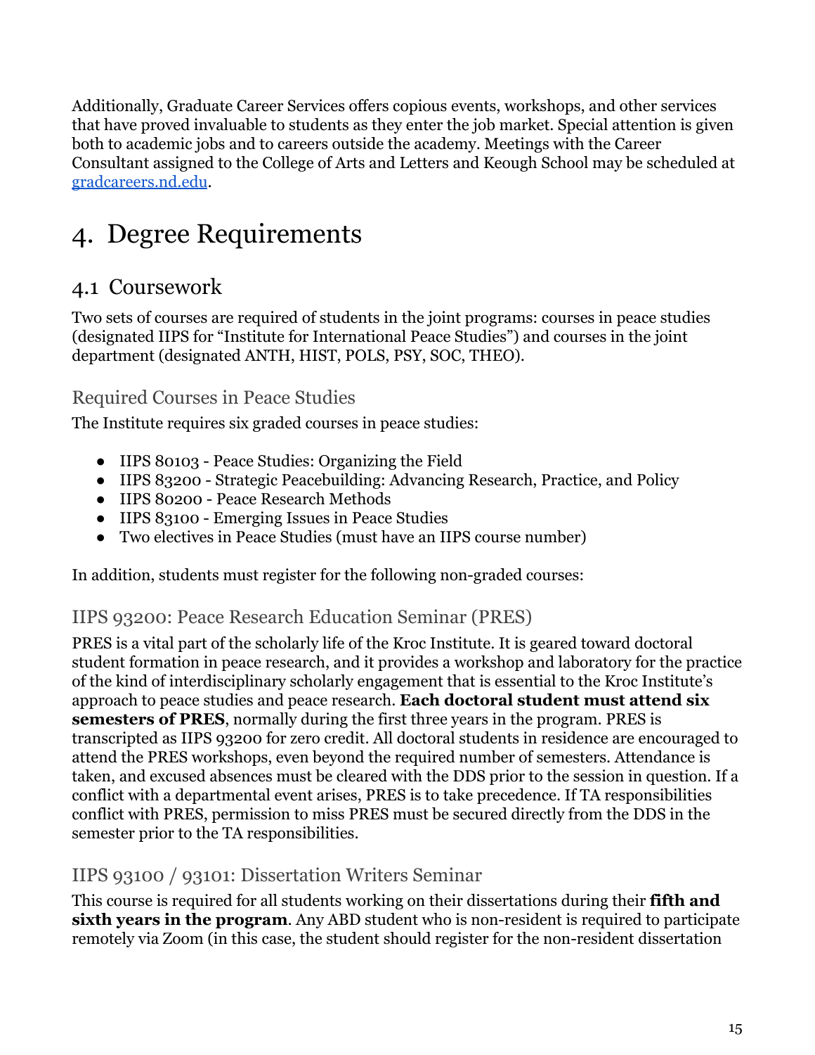Additionally, Graduate Career Services offers copious events, workshops, and other services that have proved invaluable to students as they enter the job market. Special attention is given both to academic jobs and to careers outside the academy. Meetings with the Career Consultant assigned to the College of Arts and Letters and Keough School may be scheduled at gradcareers.nd.edu.

# 4. Degree Requirements

## 4.1 Coursework

Two sets of courses are required of students in the joint programs: courses in peace studies (designated IIPS for "Institute for International Peace Studies") and courses in the joint department (designated ANTH, HIST, POLS, PSY, SOC, THEO).

### Required Courses in Peace Studies

The Institute requires six graded courses in peace studies:

- IIPS 80103 - Peace Studies: Organizing the Field
- IIPS 83200 - Strategic Peacebuilding: Advancing Research, Practice, and Policy
- IIPS 80200 - Peace Research Methods
- IIPS 83100 - Emerging Issues in Peace Studies
- Two electives in Peace Studies (must have an IIPS course number)

In addition, students must register for the following non-graded courses:

### IIPS 93200: Peace Research Education Seminar (PRES)

PRES is a vital part of the scholarly life of the Kroc Institute. It is geared toward doctoral student formation in peace research, and it provides a workshop and laboratory for the practice of the kind of interdisciplinary scholarly engagement that is essential to the Kroc Institute's approach to peace studies and peace research. **Each doctoral student must attend six semesters of PRES**, normally during the first three years in the program. PRES is transcripted as IIPS 93200 for zero credit. All doctoral students in residence are encouraged to attend the PRES workshops, even beyond the required number of semesters. Attendance is taken, and excused absences must be cleared with the DDS prior to the session in question. If a conflict with a departmental event arises, PRES is to take precedence. If TA responsibilities conflict with PRES, permission to miss PRES must be secured directly from the DDS in the semester prior to the TA responsibilities.

### IIPS 93100 / 93101: Dissertation Writers Seminar

This course is required for all students working on their dissertations during their **fifth and sixth years in the program**. Any ABD student who is non-resident is required to participate remotely via Zoom (in this case, the student should register for the non-resident dissertation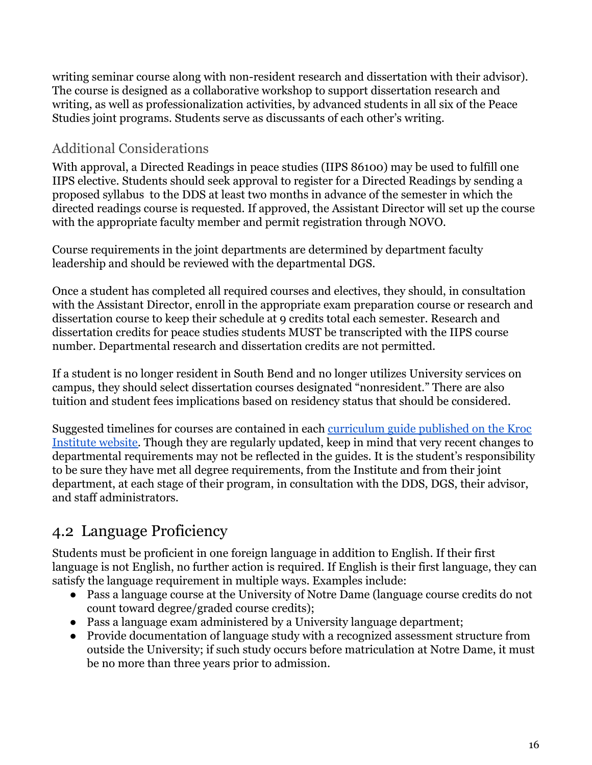writing seminar course along with non-resident research and dissertation with their advisor). The course is designed as a collaborative workshop to support dissertation research and writing, as well as professionalization activities, by advanced students in all six of the Peace Studies joint programs. Students serve as discussants of each other's writing.

### Additional Considerations

With approval, a Directed Readings in peace studies (IIPS 86100) may be used to fulfill one IIPS elective. Students should seek approval to register for a Directed Readings by sending a proposed syllabus to the DDS at least two months in advance of the semester in which the directed readings course is requested. If approved, the Assistant Director will set up the course with the appropriate faculty member and permit registration through NOVO.

Course requirements in the joint departments are determined by department faculty leadership and should be reviewed with the departmental DGS.

Once a student has completed all required courses and electives, they should, in consultation with the Assistant Director, enroll in the appropriate exam preparation course or research and dissertation course to keep their schedule at 9 credits total each semester. Research and dissertation credits for peace studies students MUST be transcripted with the IIPS course number. Departmental research and dissertation credits are not permitted.

If a student is no longer resident in South Bend and no longer utilizes University services on campus, they should select dissertation courses designated "nonresident." There are also tuition and student fees implications based on residency status that should be considered.

Suggested timelines for courses are contained in each [curriculum guide published on the Kroc Institute website](). Though they are regularly updated, keep in mind that very recent changes to departmental requirements may not be reflected in the guides. It is the student's responsibility to be sure they have met all degree requirements, from the Institute and from their joint department, at each stage of their program, in consultation with the DDS, DGS, their advisor, and staff administrators.

## 4.2 Language Proficiency

Students must be proficient in one foreign language in addition to English. If their first language is not English, no further action is required. If English is their first language, they can satisfy the language requirement in multiple ways. Examples include:

- Pass a language course at the University of Notre Dame (language course credits do not count toward degree/graded course credits);
- Pass a language exam administered by a University language department;
- Provide documentation of language study with a recognized assessment structure from outside the University; if such study occurs before matriculation at Notre Dame, it must be no more than three years prior to admission.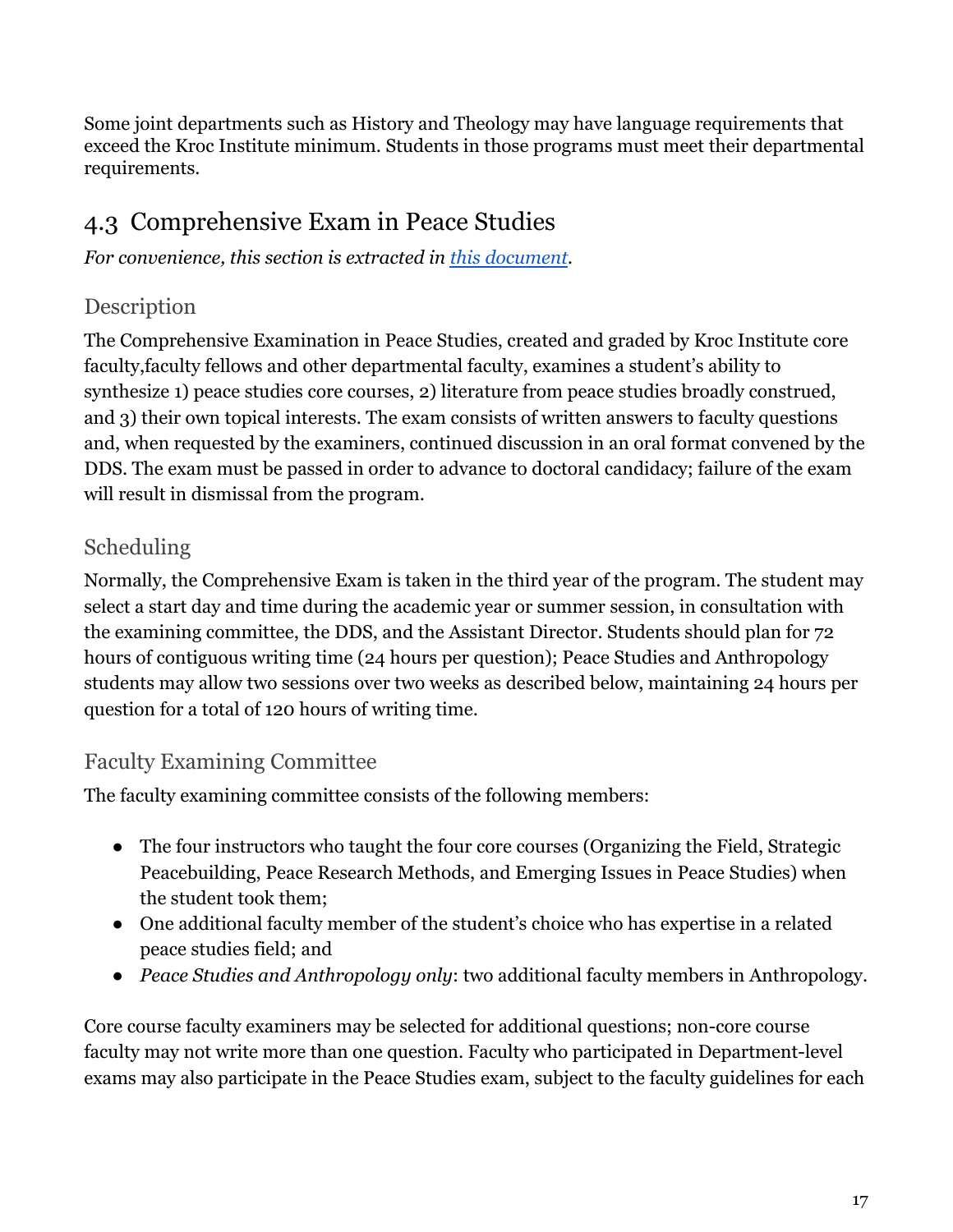Some joint departments such as History and Theology may have language requirements that exceed the Kroc Institute minimum. Students in those programs must meet their departmental requirements.

## 4.3 Comprehensive Exam in Peace Studies

*For convenience, this section is extracted in [this document](#).*

### Description

The Comprehensive Examination in Peace Studies, created and graded by Kroc Institute core faculty,faculty fellows and other departmental faculty, examines a student's ability to synthesize 1) peace studies core courses, 2) literature from peace studies broadly construed, and 3) their own topical interests. The exam consists of written answers to faculty questions and, when requested by the examiners, continued discussion in an oral format convened by the DDS. The exam must be passed in order to advance to doctoral candidacy; failure of the exam will result in dismissal from the program.

### Scheduling

Normally, the Comprehensive Exam is taken in the third year of the program. The student may select a start day and time during the academic year or summer session, in consultation with the examining committee, the DDS, and the Assistant Director. Students should plan for 72 hours of contiguous writing time (24 hours per question); Peace Studies and Anthropology students may allow two sessions over two weeks as described below, maintaining 24 hours per question for a total of 120 hours of writing time.

### Faculty Examining Committee

The faculty examining committee consists of the following members:

- The four instructors who taught the four core courses (Organizing the Field, Strategic Peacebuilding, Peace Research Methods, and Emerging Issues in Peace Studies) when the student took them;
- One additional faculty member of the student's choice who has expertise in a related peace studies field; and
- *Peace Studies and Anthropology only*: two additional faculty members in Anthropology.

Core course faculty examiners may be selected for additional questions; non-core course faculty may not write more than one question. Faculty who participated in Department-level exams may also participate in the Peace Studies exam, subject to the faculty guidelines for each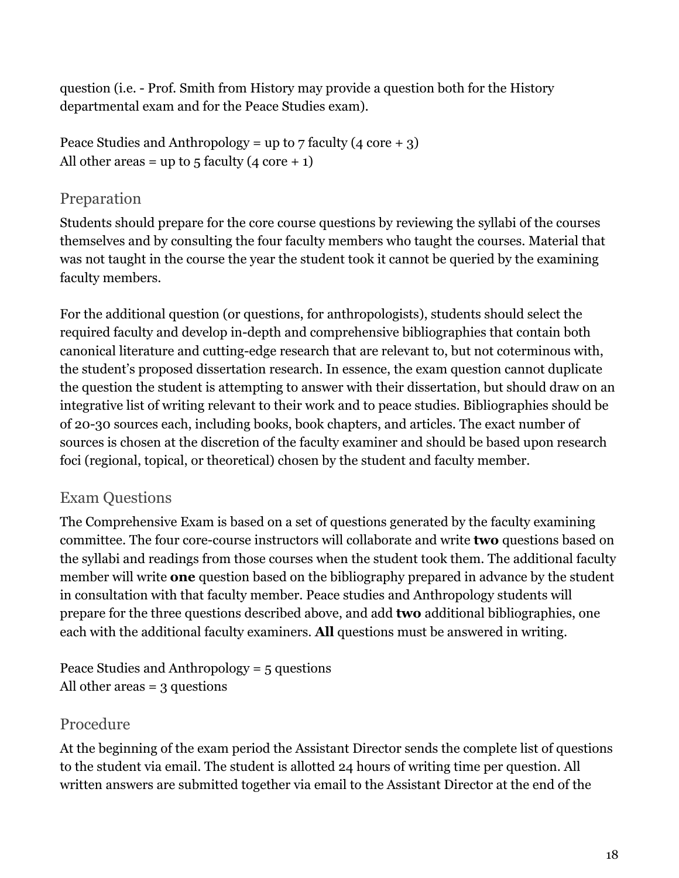question (i.e. - Prof. Smith from History may provide a question both for the History departmental exam and for the Peace Studies exam).

Peace Studies and Anthropology = up to 7 faculty (4 core + 3)
All other areas = up to 5 faculty (4 core + 1)

## Preparation

Students should prepare for the core course questions by reviewing the syllabi of the courses themselves and by consulting the four faculty members who taught the courses. Material that was not taught in the course the year the student took it cannot be queried by the examining faculty members.

For the additional question (or questions, for anthropologists), students should select the required faculty and develop in-depth and comprehensive bibliographies that contain both canonical literature and cutting-edge research that are relevant to, but not coterminous with, the student's proposed dissertation research. In essence, the exam question cannot duplicate the question the student is attempting to answer with their dissertation, but should draw on an integrative list of writing relevant to their work and to peace studies. Bibliographies should be of 20-30 sources each, including books, book chapters, and articles. The exact number of sources is chosen at the discretion of the faculty examiner and should be based upon research foci (regional, topical, or theoretical) chosen by the student and faculty member.

## Exam Questions

The Comprehensive Exam is based on a set of questions generated by the faculty examining committee. The four core-course instructors will collaborate and write **two** questions based on the syllabi and readings from those courses when the student took them. The additional faculty member will write **one** question based on the bibliography prepared in advance by the student in consultation with that faculty member. Peace studies and Anthropology students will prepare for the three questions described above, and add **two** additional bibliographies, one each with the additional faculty examiners. **All** questions must be answered in writing.

Peace Studies and Anthropology = 5 questions
All other areas = 3 questions

## Procedure

At the beginning of the exam period the Assistant Director sends the complete list of questions to the student via email. The student is allotted 24 hours of writing time per question. All written answers are submitted together via email to the Assistant Director at the end of the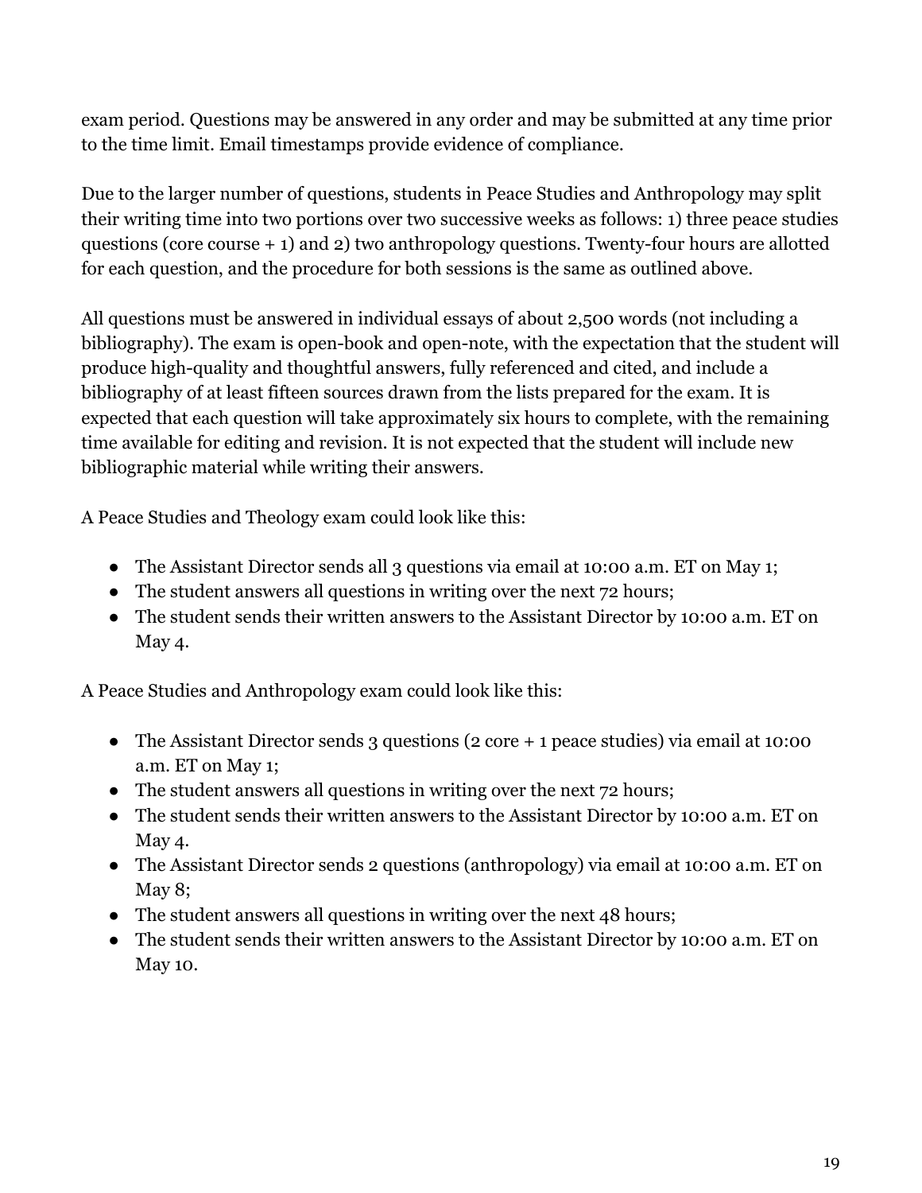exam period. Questions may be answered in any order and may be submitted at any time prior to the time limit. Email timestamps provide evidence of compliance.

Due to the larger number of questions, students in Peace Studies and Anthropology may split their writing time into two portions over two successive weeks as follows: 1) three peace studies questions (core course + 1) and 2) two anthropology questions. Twenty-four hours are allotted for each question, and the procedure for both sessions is the same as outlined above.

All questions must be answered in individual essays of about 2,500 words (not including a bibliography). The exam is open-book and open-note, with the expectation that the student will produce high-quality and thoughtful answers, fully referenced and cited, and include a bibliography of at least fifteen sources drawn from the lists prepared for the exam. It is expected that each question will take approximately six hours to complete, with the remaining time available for editing and revision. It is not expected that the student will include new bibliographic material while writing their answers.

A Peace Studies and Theology exam could look like this:

- The Assistant Director sends all 3 questions via email at 10:00 a.m. ET on May 1;
- The student answers all questions in writing over the next 72 hours;
- The student sends their written answers to the Assistant Director by 10:00 a.m. ET on May 4.

A Peace Studies and Anthropology exam could look like this:

- The Assistant Director sends 3 questions (2 core + 1 peace studies) via email at 10:00 a.m. ET on May 1;
- The student answers all questions in writing over the next 72 hours;
- The student sends their written answers to the Assistant Director by 10:00 a.m. ET on May 4.
- The Assistant Director sends 2 questions (anthropology) via email at 10:00 a.m. ET on May 8;
- The student answers all questions in writing over the next 48 hours;
- The student sends their written answers to the Assistant Director by 10:00 a.m. ET on May 10.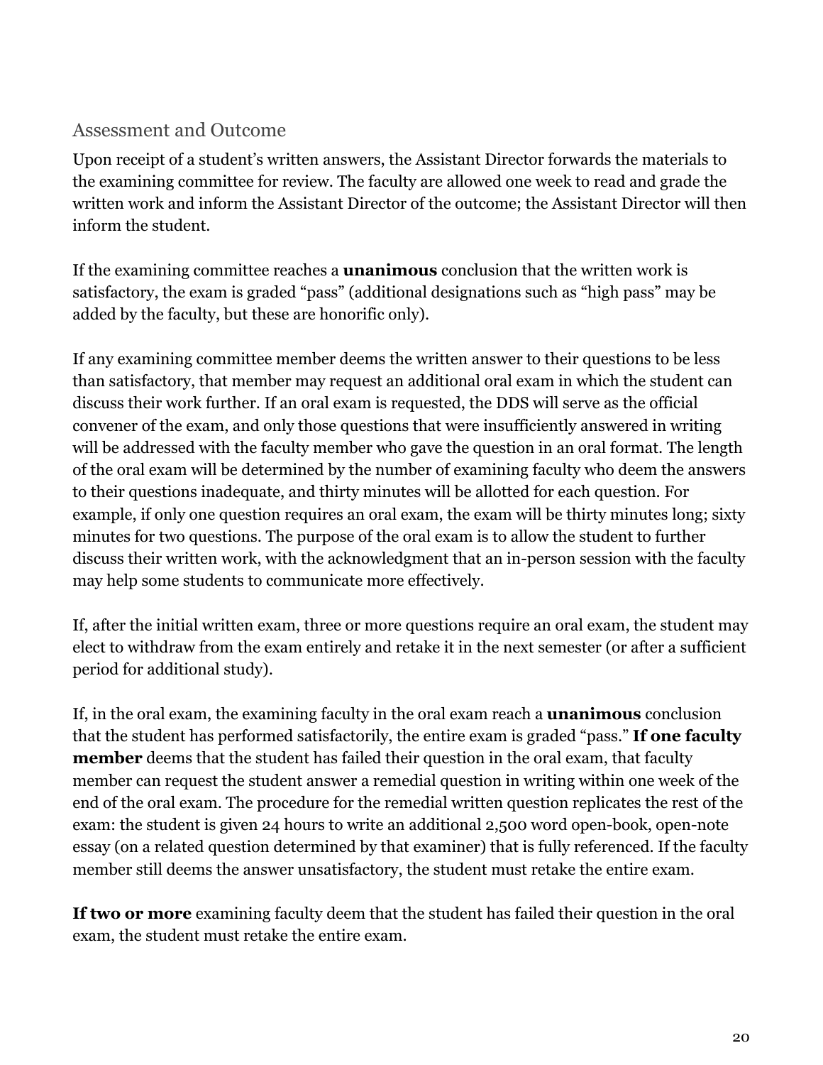## Assessment and Outcome

Upon receipt of a student's written answers, the Assistant Director forwards the materials to the examining committee for review. The faculty are allowed one week to read and grade the written work and inform the Assistant Director of the outcome; the Assistant Director will then inform the student.

If the examining committee reaches a **unanimous** conclusion that the written work is satisfactory, the exam is graded "pass" (additional designations such as "high pass" may be added by the faculty, but these are honorific only).

If any examining committee member deems the written answer to their questions to be less than satisfactory, that member may request an additional oral exam in which the student can discuss their work further. If an oral exam is requested, the DDS will serve as the official convener of the exam, and only those questions that were insufficiently answered in writing will be addressed with the faculty member who gave the question in an oral format. The length of the oral exam will be determined by the number of examining faculty who deem the answers to their questions inadequate, and thirty minutes will be allotted for each question. For example, if only one question requires an oral exam, the exam will be thirty minutes long; sixty minutes for two questions. The purpose of the oral exam is to allow the student to further discuss their written work, with the acknowledgment that an in-person session with the faculty may help some students to communicate more effectively.

If, after the initial written exam, three or more questions require an oral exam, the student may elect to withdraw from the exam entirely and retake it in the next semester (or after a sufficient period for additional study).

If, in the oral exam, the examining faculty in the oral exam reach a **unanimous** conclusion that the student has performed satisfactorily, the entire exam is graded "pass." **If one faculty member** deems that the student has failed their question in the oral exam, that faculty member can request the student answer a remedial question in writing within one week of the end of the oral exam. The procedure for the remedial written question replicates the rest of the exam: the student is given 24 hours to write an additional 2,500 word open-book, open-note essay (on a related question determined by that examiner) that is fully referenced. If the faculty member still deems the answer unsatisfactory, the student must retake the entire exam.

**If two or more** examining faculty deem that the student has failed their question in the oral exam, the student must retake the entire exam.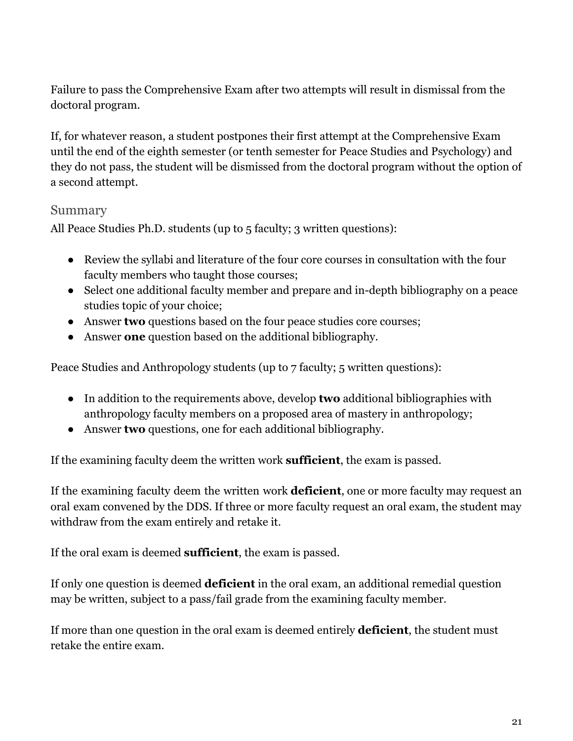Failure to pass the Comprehensive Exam after two attempts will result in dismissal from the doctoral program.

If, for whatever reason, a student postpones their first attempt at the Comprehensive Exam until the end of the eighth semester (or tenth semester for Peace Studies and Psychology) and they do not pass, the student will be dismissed from the doctoral program without the option of a second attempt.

### Summary

All Peace Studies Ph.D. students (up to 5 faculty; 3 written questions):

- Review the syllabi and literature of the four core courses in consultation with the four faculty members who taught those courses;
- Select one additional faculty member and prepare and in-depth bibliography on a peace studies topic of your choice;
- Answer **two** questions based on the four peace studies core courses;
- Answer **one** question based on the additional bibliography.

Peace Studies and Anthropology students (up to 7 faculty; 5 written questions):

- In addition to the requirements above, develop **two** additional bibliographies with anthropology faculty members on a proposed area of mastery in anthropology;
- Answer **two** questions, one for each additional bibliography.

If the examining faculty deem the written work **sufficient**, the exam is passed.

If the examining faculty deem the written work **deficient**, one or more faculty may request an oral exam convened by the DDS. If three or more faculty request an oral exam, the student may withdraw from the exam entirely and retake it.

If the oral exam is deemed **sufficient**, the exam is passed.

If only one question is deemed **deficient** in the oral exam, an additional remedial question may be written, subject to a pass/fail grade from the examining faculty member.

If more than one question in the oral exam is deemed entirely **deficient**, the student must retake the entire exam.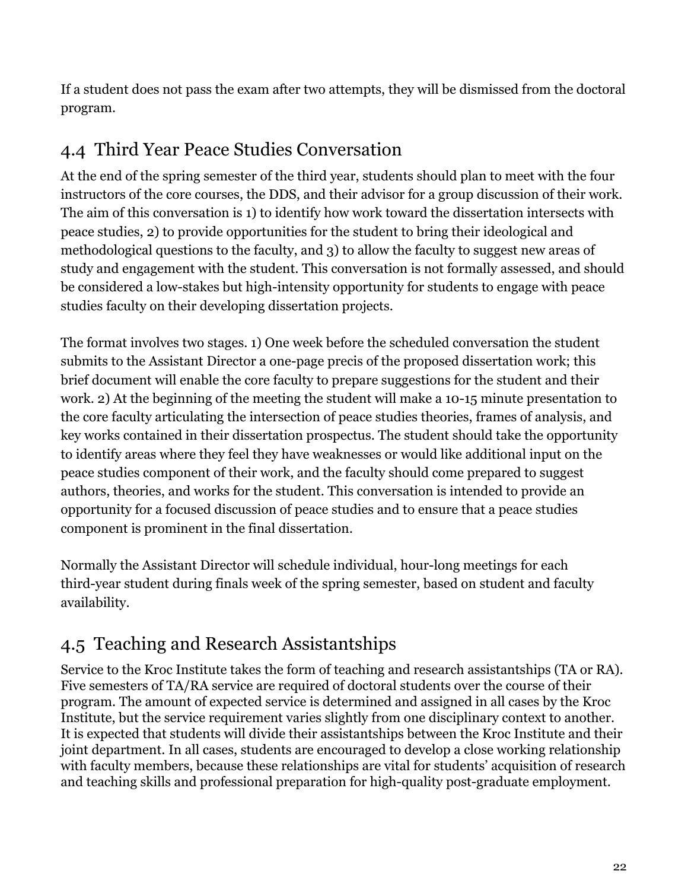If a student does not pass the exam after two attempts, they will be dismissed from the doctoral program.

## 4.4 Third Year Peace Studies Conversation

At the end of the spring semester of the third year, students should plan to meet with the four instructors of the core courses, the DDS, and their advisor for a group discussion of their work. The aim of this conversation is 1) to identify how work toward the dissertation intersects with peace studies, 2) to provide opportunities for the student to bring their ideological and methodological questions to the faculty, and 3) to allow the faculty to suggest new areas of study and engagement with the student. This conversation is not formally assessed, and should be considered a low-stakes but high-intensity opportunity for students to engage with peace studies faculty on their developing dissertation projects.

The format involves two stages. 1) One week before the scheduled conversation the student submits to the Assistant Director a one-page precis of the proposed dissertation work; this brief document will enable the core faculty to prepare suggestions for the student and their work. 2) At the beginning of the meeting the student will make a 10-15 minute presentation to the core faculty articulating the intersection of peace studies theories, frames of analysis, and key works contained in their dissertation prospectus. The student should take the opportunity to identify areas where they feel they have weaknesses or would like additional input on the peace studies component of their work, and the faculty should come prepared to suggest authors, theories, and works for the student. This conversation is intended to provide an opportunity for a focused discussion of peace studies and to ensure that a peace studies component is prominent in the final dissertation.

Normally the Assistant Director will schedule individual, hour-long meetings for each third-year student during finals week of the spring semester, based on student and faculty availability.

## 4.5 Teaching and Research Assistantships

Service to the Kroc Institute takes the form of teaching and research assistantships (TA or RA). Five semesters of TA/RA service are required of doctoral students over the course of their program. The amount of expected service is determined and assigned in all cases by the Kroc Institute, but the service requirement varies slightly from one disciplinary context to another. It is expected that students will divide their assistantships between the Kroc Institute and their joint department. In all cases, students are encouraged to develop a close working relationship with faculty members, because these relationships are vital for students' acquisition of research and teaching skills and professional preparation for high-quality post-graduate employment.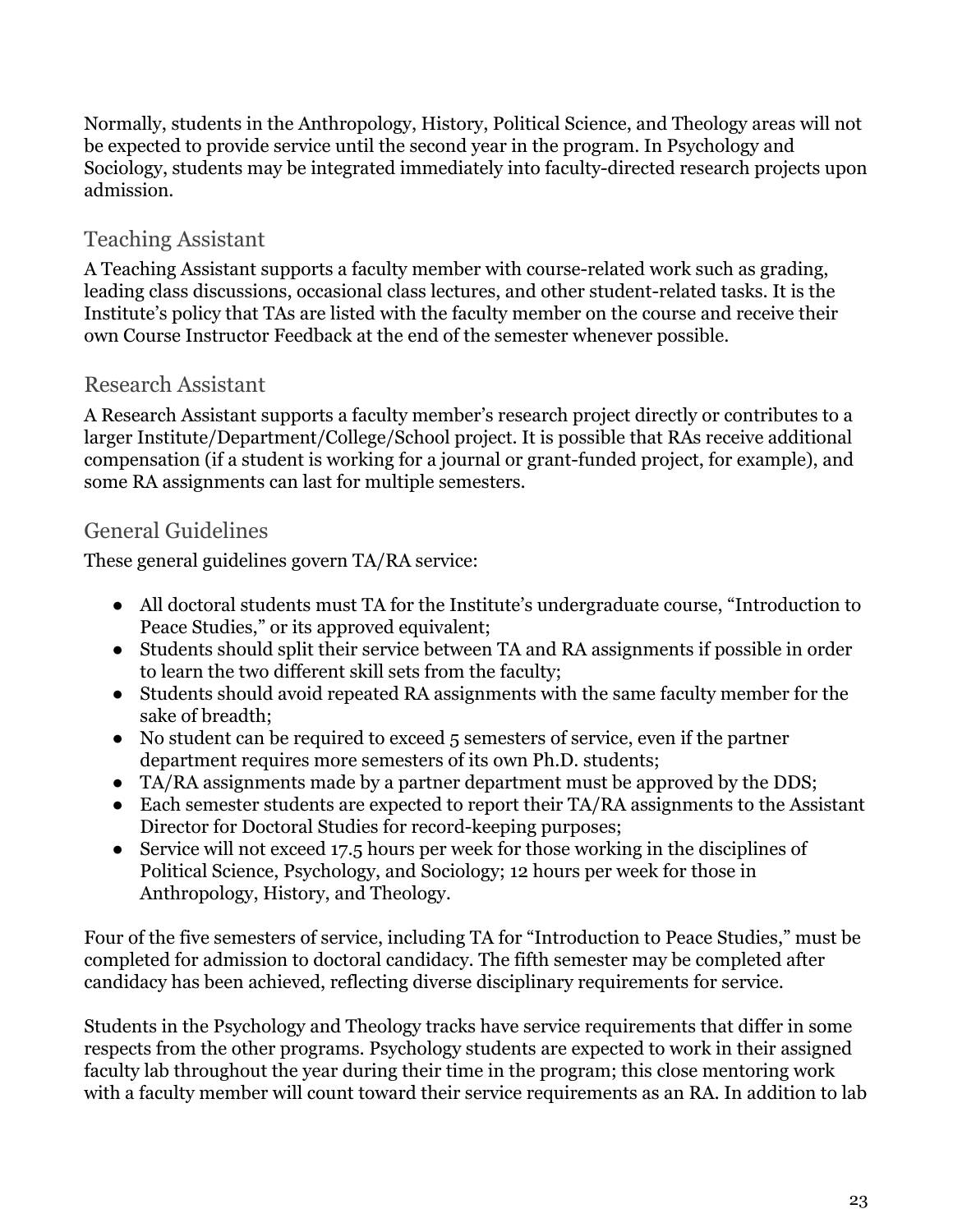Normally, students in the Anthropology, History, Political Science, and Theology areas will not be expected to provide service until the second year in the program. In Psychology and Sociology, students may be integrated immediately into faculty-directed research projects upon admission.

## Teaching Assistant

A Teaching Assistant supports a faculty member with course-related work such as grading, leading class discussions, occasional class lectures, and other student-related tasks. It is the Institute's policy that TAs are listed with the faculty member on the course and receive their own Course Instructor Feedback at the end of the semester whenever possible.

## Research Assistant

A Research Assistant supports a faculty member's research project directly or contributes to a larger Institute/Department/College/School project. It is possible that RAs receive additional compensation (if a student is working for a journal or grant-funded project, for example), and some RA assignments can last for multiple semesters.

## General Guidelines

These general guidelines govern TA/RA service:

- All doctoral students must TA for the Institute's undergraduate course, "Introduction to Peace Studies," or its approved equivalent;
- Students should split their service between TA and RA assignments if possible in order to learn the two different skill sets from the faculty;
- Students should avoid repeated RA assignments with the same faculty member for the sake of breadth;
- No student can be required to exceed 5 semesters of service, even if the partner department requires more semesters of its own Ph.D. students;
- TA/RA assignments made by a partner department must be approved by the DDS;
- Each semester students are expected to report their TA/RA assignments to the Assistant Director for Doctoral Studies for record-keeping purposes;
- Service will not exceed 17.5 hours per week for those working in the disciplines of Political Science, Psychology, and Sociology; 12 hours per week for those in Anthropology, History, and Theology.

Four of the five semesters of service, including TA for "Introduction to Peace Studies," must be completed for admission to doctoral candidacy. The fifth semester may be completed after candidacy has been achieved, reflecting diverse disciplinary requirements for service.

Students in the Psychology and Theology tracks have service requirements that differ in some respects from the other programs. Psychology students are expected to work in their assigned faculty lab throughout the year during their time in the program; this close mentoring work with a faculty member will count toward their service requirements as an RA. In addition to lab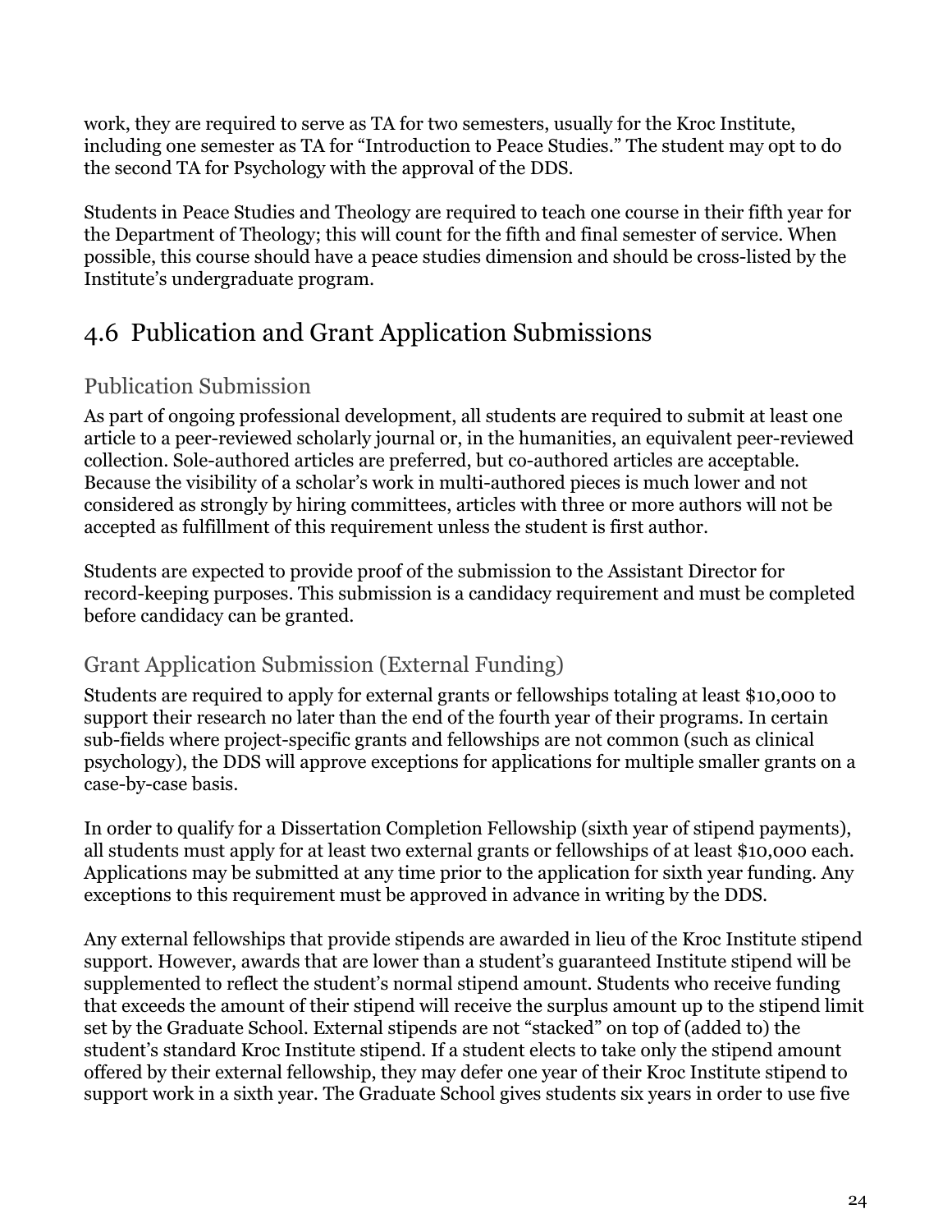work, they are required to serve as TA for two semesters, usually for the Kroc Institute, including one semester as TA for "Introduction to Peace Studies." The student may opt to do the second TA for Psychology with the approval of the DDS.

Students in Peace Studies and Theology are required to teach one course in their fifth year for the Department of Theology; this will count for the fifth and final semester of service. When possible, this course should have a peace studies dimension and should be cross-listed by the Institute's undergraduate program.

## 4.6 Publication and Grant Application Submissions

### Publication Submission

As part of ongoing professional development, all students are required to submit at least one article to a peer-reviewed scholarly journal or, in the humanities, an equivalent peer-reviewed collection. Sole-authored articles are preferred, but co-authored articles are acceptable. Because the visibility of a scholar's work in multi-authored pieces is much lower and not considered as strongly by hiring committees, articles with three or more authors will not be accepted as fulfillment of this requirement unless the student is first author.

Students are expected to provide proof of the submission to the Assistant Director for record-keeping purposes. This submission is a candidacy requirement and must be completed before candidacy can be granted.

### Grant Application Submission (External Funding)

Students are required to apply for external grants or fellowships totaling at least $10,000 to support their research no later than the end of the fourth year of their programs. In certain sub-fields where project-specific grants and fellowships are not common (such as clinical psychology), the DDS will approve exceptions for applications for multiple smaller grants on a case-by-case basis.

In order to qualify for a Dissertation Completion Fellowship (sixth year of stipend payments), all students must apply for at least two external grants or fellowships of at least $10,000 each. Applications may be submitted at any time prior to the application for sixth year funding. Any exceptions to this requirement must be approved in advance in writing by the DDS.

Any external fellowships that provide stipends are awarded in lieu of the Kroc Institute stipend support. However, awards that are lower than a student's guaranteed Institute stipend will be supplemented to reflect the student's normal stipend amount. Students who receive funding that exceeds the amount of their stipend will receive the surplus amount up to the stipend limit set by the Graduate School. External stipends are not "stacked" on top of (added to) the student's standard Kroc Institute stipend. If a student elects to take only the stipend amount offered by their external fellowship, they may defer one year of their Kroc Institute stipend to support work in a sixth year. The Graduate School gives students six years in order to use five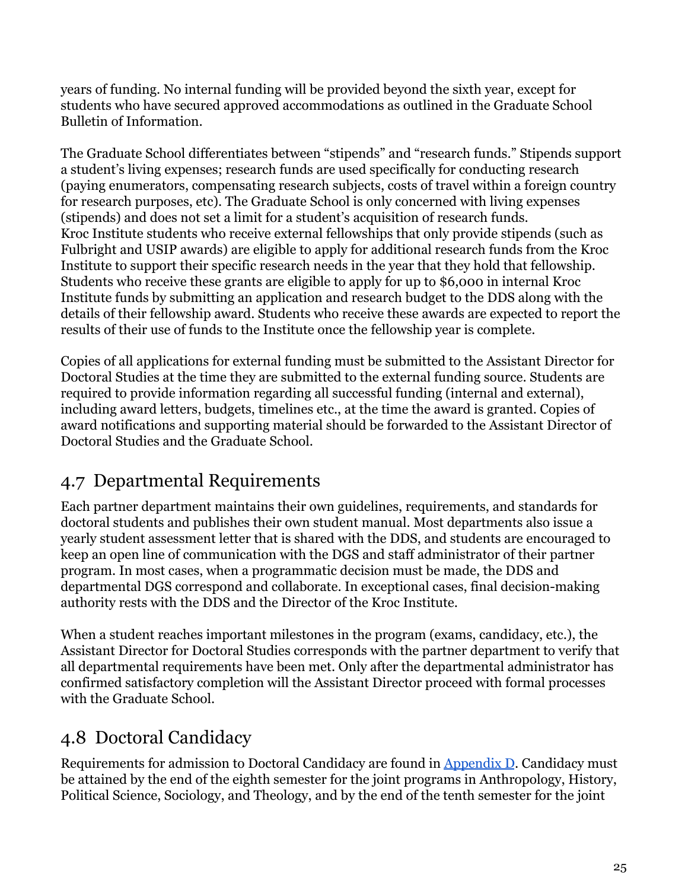years of funding. No internal funding will be provided beyond the sixth year, except for students who have secured approved accommodations as outlined in the Graduate School Bulletin of Information.

The Graduate School differentiates between "stipends" and "research funds." Stipends support a student's living expenses; research funds are used specifically for conducting research (paying enumerators, compensating research subjects, costs of travel within a foreign country for research purposes, etc). The Graduate School is only concerned with living expenses (stipends) and does not set a limit for a student's acquisition of research funds.
Kroc Institute students who receive external fellowships that only provide stipends (such as Fulbright and USIP awards) are eligible to apply for additional research funds from the Kroc Institute to support their specific research needs in the year that they hold that fellowship. Students who receive these grants are eligible to apply for up to $6,000 in internal Kroc Institute funds by submitting an application and research budget to the DDS along with the details of their fellowship award. Students who receive these awards are expected to report the results of their use of funds to the Institute once the fellowship year is complete.

Copies of all applications for external funding must be submitted to the Assistant Director for Doctoral Studies at the time they are submitted to the external funding source. Students are required to provide information regarding all successful funding (internal and external), including award letters, budgets, timelines etc., at the time the award is granted. Copies of award notifications and supporting material should be forwarded to the Assistant Director of Doctoral Studies and the Graduate School.

## 4.7 Departmental Requirements

Each partner department maintains their own guidelines, requirements, and standards for doctoral students and publishes their own student manual. Most departments also issue a yearly student assessment letter that is shared with the DDS, and students are encouraged to keep an open line of communication with the DGS and staff administrator of their partner program. In most cases, when a programmatic decision must be made, the DDS and departmental DGS correspond and collaborate. In exceptional cases, final decision-making authority rests with the DDS and the Director of the Kroc Institute.

When a student reaches important milestones in the program (exams, candidacy, etc.), the Assistant Director for Doctoral Studies corresponds with the partner department to verify that all departmental requirements have been met. Only after the departmental administrator has confirmed satisfactory completion will the Assistant Director proceed with formal processes with the Graduate School.

## 4.8 Doctoral Candidacy

Requirements for admission to Doctoral Candidacy are found in Appendix D. Candidacy must be attained by the end of the eighth semester for the joint programs in Anthropology, History, Political Science, Sociology, and Theology, and by the end of the tenth semester for the joint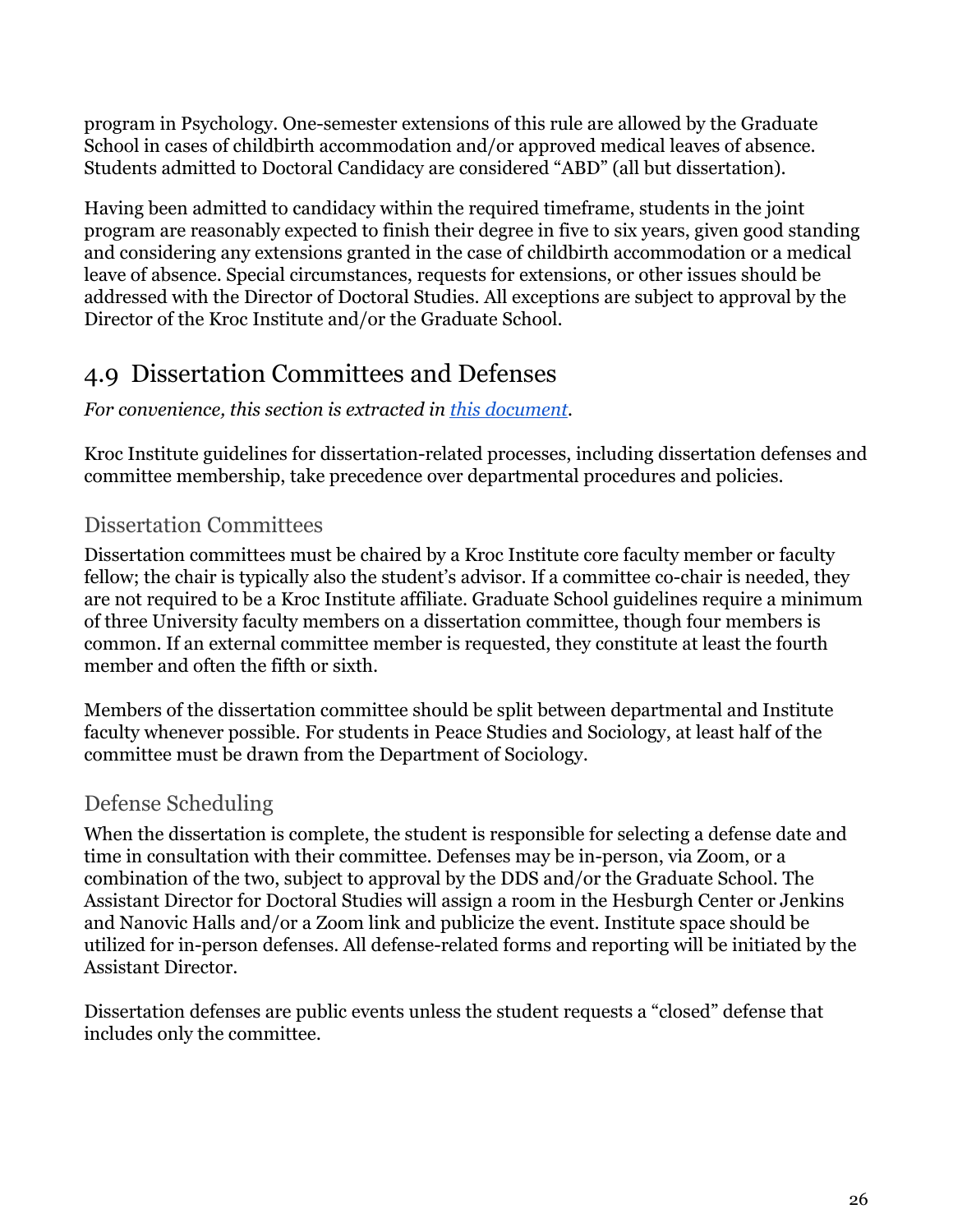program in Psychology. One-semester extensions of this rule are allowed by the Graduate School in cases of childbirth accommodation and/or approved medical leaves of absence. Students admitted to Doctoral Candidacy are considered “ABD” (all but dissertation).

Having been admitted to candidacy within the required timeframe, students in the joint program are reasonably expected to finish their degree in five to six years, given good standing and considering any extensions granted in the case of childbirth accommodation or a medical leave of absence. Special circumstances, requests for extensions, or other issues should be addressed with the Director of Doctoral Studies. All exceptions are subject to approval by the Director of the Kroc Institute and/or the Graduate School.

## 4.9 Dissertation Committees and Defenses

*For convenience, this section is extracted in [this document](this document).*

Kroc Institute guidelines for dissertation-related processes, including dissertation defenses and committee membership, take precedence over departmental procedures and policies.

### Dissertation Committees

Dissertation committees must be chaired by a Kroc Institute core faculty member or faculty fellow; the chair is typically also the student’s advisor. If a committee co-chair is needed, they are not required to be a Kroc Institute affiliate. Graduate School guidelines require a minimum of three University faculty members on a dissertation committee, though four members is common. If an external committee member is requested, they constitute at least the fourth member and often the fifth or sixth.

Members of the dissertation committee should be split between departmental and Institute faculty whenever possible. For students in Peace Studies and Sociology, at least half of the committee must be drawn from the Department of Sociology.

### Defense Scheduling

When the dissertation is complete, the student is responsible for selecting a defense date and time in consultation with their committee. Defenses may be in-person, via Zoom, or a combination of the two, subject to approval by the DDS and/or the Graduate School. The Assistant Director for Doctoral Studies will assign a room in the Hesburgh Center or Jenkins and Nanovic Halls and/or a Zoom link and publicize the event. Institute space should be utilized for in-person defenses. All defense-related forms and reporting will be initiated by the Assistant Director.

Dissertation defenses are public events unless the student requests a “closed” defense that includes only the committee.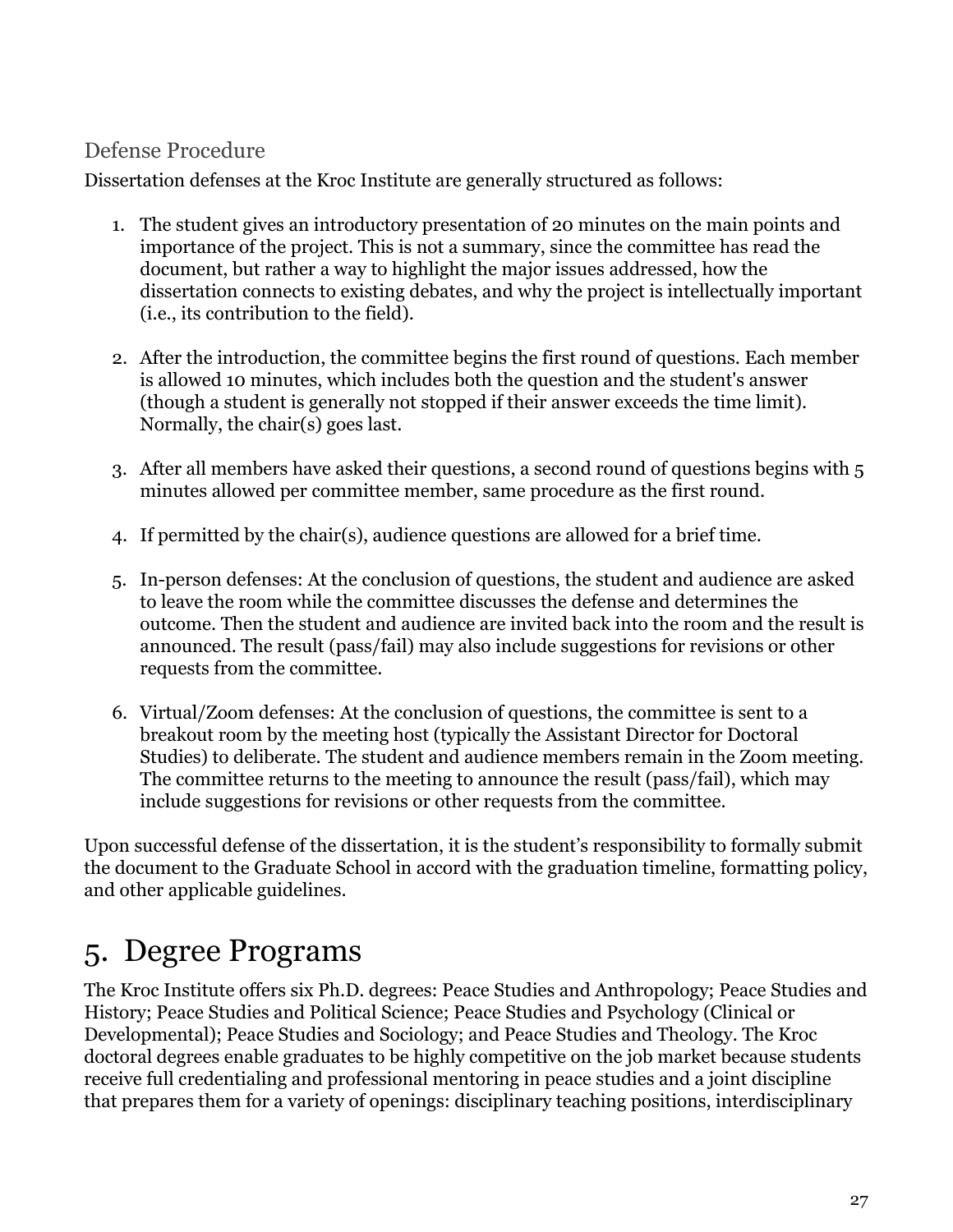### Defense Procedure

Dissertation defenses at the Kroc Institute are generally structured as follows:

1. The student gives an introductory presentation of 20 minutes on the main points and importance of the project. This is not a summary, since the committee has read the document, but rather a way to highlight the major issues addressed, how the dissertation connects to existing debates, and why the project is intellectually important (i.e., its contribution to the field).

2. After the introduction, the committee begins the first round of questions. Each member is allowed 10 minutes, which includes both the question and the student's answer (though a student is generally not stopped if their answer exceeds the time limit). Normally, the chair(s) goes last.

3. After all members have asked their questions, a second round of questions begins with 5 minutes allowed per committee member, same procedure as the first round.

4. If permitted by the chair(s), audience questions are allowed for a brief time.

5. In-person defenses: At the conclusion of questions, the student and audience are asked to leave the room while the committee discusses the defense and determines the outcome. Then the student and audience are invited back into the room and the result is announced. The result (pass/fail) may also include suggestions for revisions or other requests from the committee.

6. Virtual/Zoom defenses: At the conclusion of questions, the committee is sent to a breakout room by the meeting host (typically the Assistant Director for Doctoral Studies) to deliberate. The student and audience members remain in the Zoom meeting. The committee returns to the meeting to announce the result (pass/fail), which may include suggestions for revisions or other requests from the committee.

Upon successful defense of the dissertation, it is the student's responsibility to formally submit the document to the Graduate School in accord with the graduation timeline, formatting policy, and other applicable guidelines.

# 5. Degree Programs

The Kroc Institute offers six Ph.D. degrees: Peace Studies and Anthropology; Peace Studies and History; Peace Studies and Political Science; Peace Studies and Psychology (Clinical or Developmental); Peace Studies and Sociology; and Peace Studies and Theology. The Kroc doctoral degrees enable graduates to be highly competitive on the job market because students receive full credentialing and professional mentoring in peace studies and a joint discipline that prepares them for a variety of openings: disciplinary teaching positions, interdisciplinary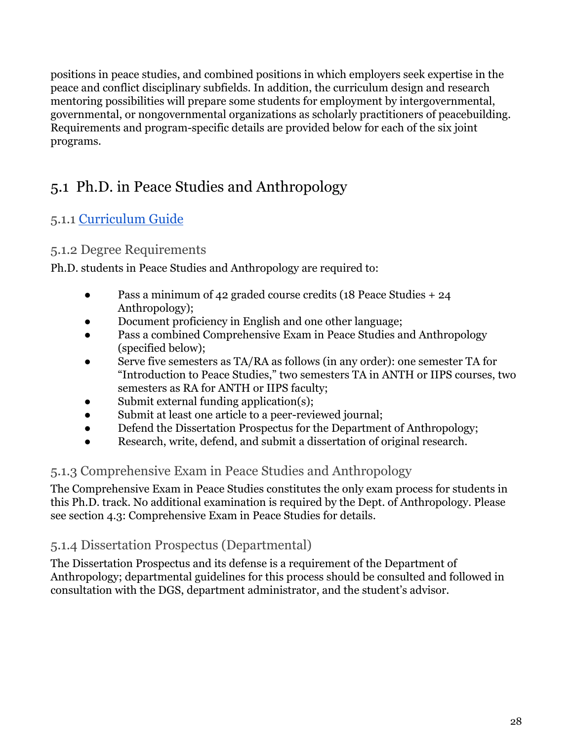positions in peace studies, and combined positions in which employers seek expertise in the peace and conflict disciplinary subfields. In addition, the curriculum design and research mentoring possibilities will prepare some students for employment by intergovernmental, governmental, or nongovernmental organizations as scholarly practitioners of peacebuilding. Requirements and program-specific details are provided below for each of the six joint programs.

## 5.1 Ph.D. in Peace Studies and Anthropology

### 5.1.1 Curriculum Guide

### 5.1.2 Degree Requirements

Ph.D. students in Peace Studies and Anthropology are required to:

- Pass a minimum of 42 graded course credits (18 Peace Studies + 24 Anthropology);
- Document proficiency in English and one other language;
- Pass a combined Comprehensive Exam in Peace Studies and Anthropology (specified below);
- Serve five semesters as TA/RA as follows (in any order): one semester TA for "Introduction to Peace Studies," two semesters TA in ANTH or IIPS courses, two semesters as RA for ANTH or IIPS faculty;
- Submit external funding application(s);
- Submit at least one article to a peer-reviewed journal;
- Defend the Dissertation Prospectus for the Department of Anthropology;
- Research, write, defend, and submit a dissertation of original research.

### 5.1.3 Comprehensive Exam in Peace Studies and Anthropology

The Comprehensive Exam in Peace Studies constitutes the only exam process for students in this Ph.D. track. No additional examination is required by the Dept. of Anthropology. Please see section 4.3: Comprehensive Exam in Peace Studies for details.

### 5.1.4 Dissertation Prospectus (Departmental)

The Dissertation Prospectus and its defense is a requirement of the Department of Anthropology; departmental guidelines for this process should be consulted and followed in consultation with the DGS, department administrator, and the student's advisor.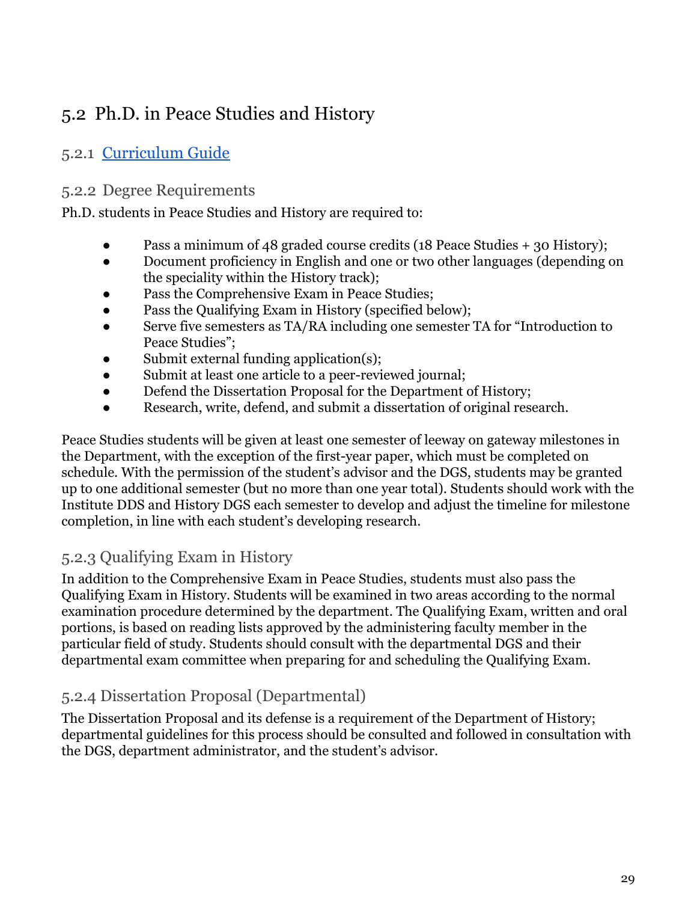## 5.2 Ph.D. in Peace Studies and History

### 5.2.1 Curriculum Guide

### 5.2.2 Degree Requirements

Ph.D. students in Peace Studies and History are required to:

- Pass a minimum of 48 graded course credits (18 Peace Studies + 30 History);
- Document proficiency in English and one or two other languages (depending on the speciality within the History track);
- Pass the Comprehensive Exam in Peace Studies;
- Pass the Qualifying Exam in History (specified below);
- Serve five semesters as TA/RA including one semester TA for "Introduction to Peace Studies";
- Submit external funding application(s);
- Submit at least one article to a peer-reviewed journal;
- Defend the Dissertation Proposal for the Department of History;
- Research, write, defend, and submit a dissertation of original research.

Peace Studies students will be given at least one semester of leeway on gateway milestones in the Department, with the exception of the first-year paper, which must be completed on schedule. With the permission of the student's advisor and the DGS, students may be granted up to one additional semester (but no more than one year total). Students should work with the Institute DDS and History DGS each semester to develop and adjust the timeline for milestone completion, in line with each student's developing research.

### 5.2.3 Qualifying Exam in History

In addition to the Comprehensive Exam in Peace Studies, students must also pass the Qualifying Exam in History. Students will be examined in two areas according to the normal examination procedure determined by the department. The Qualifying Exam, written and oral portions, is based on reading lists approved by the administering faculty member in the particular field of study. Students should consult with the departmental DGS and their departmental exam committee when preparing for and scheduling the Qualifying Exam.

### 5.2.4 Dissertation Proposal (Departmental)

The Dissertation Proposal and its defense is a requirement of the Department of History; departmental guidelines for this process should be consulted and followed in consultation with the DGS, department administrator, and the student's advisor.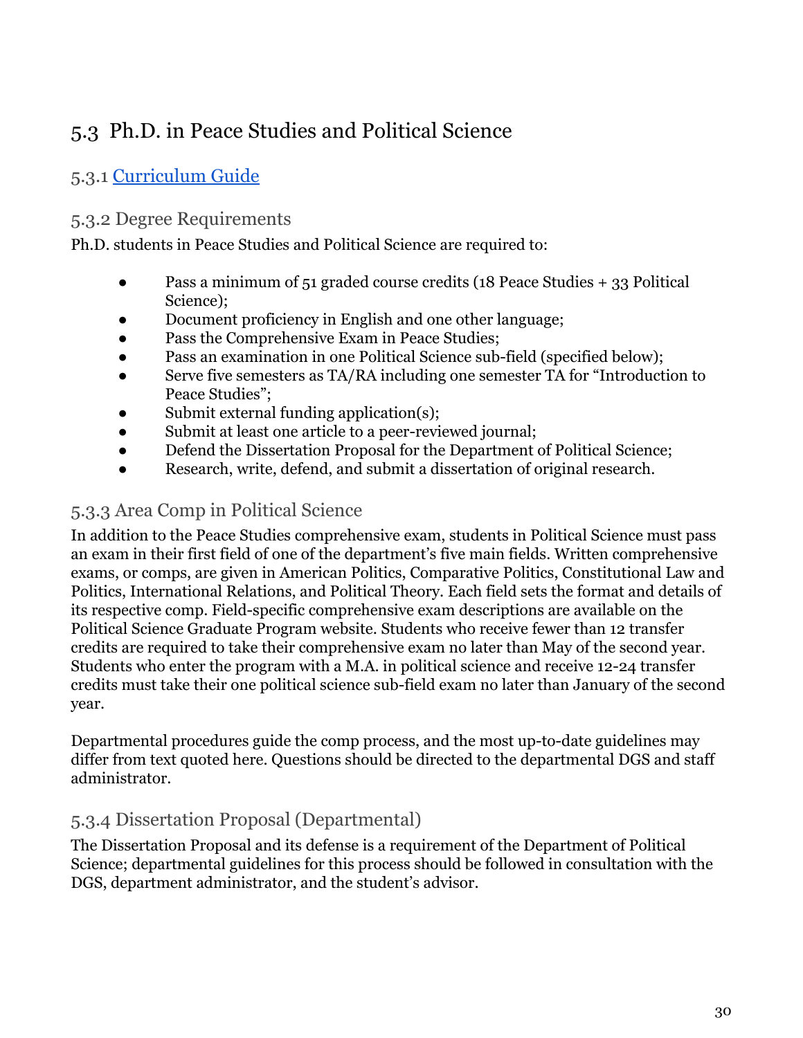## 5.3 Ph.D. in Peace Studies and Political Science

### 5.3.1 Curriculum Guide

### 5.3.2 Degree Requirements

Ph.D. students in Peace Studies and Political Science are required to:

- Pass a minimum of 51 graded course credits (18 Peace Studies + 33 Political Science);
- Document proficiency in English and one other language;
- Pass the Comprehensive Exam in Peace Studies;
- Pass an examination in one Political Science sub-field (specified below);
- Serve five semesters as TA/RA including one semester TA for "Introduction to Peace Studies";
- Submit external funding application(s);
- Submit at least one article to a peer-reviewed journal;
- Defend the Dissertation Proposal for the Department of Political Science;
- Research, write, defend, and submit a dissertation of original research.

### 5.3.3 Area Comp in Political Science

In addition to the Peace Studies comprehensive exam, students in Political Science must pass an exam in their first field of one of the department's five main fields. Written comprehensive exams, or comps, are given in American Politics, Comparative Politics, Constitutional Law and Politics, International Relations, and Political Theory. Each field sets the format and details of its respective comp. Field-specific comprehensive exam descriptions are available on the Political Science Graduate Program website. Students who receive fewer than 12 transfer credits are required to take their comprehensive exam no later than May of the second year. Students who enter the program with a M.A. in political science and receive 12-24 transfer credits must take their one political science sub-field exam no later than January of the second year.

Departmental procedures guide the comp process, and the most up-to-date guidelines may differ from text quoted here. Questions should be directed to the departmental DGS and staff administrator.

### 5.3.4 Dissertation Proposal (Departmental)

The Dissertation Proposal and its defense is a requirement of the Department of Political Science; departmental guidelines for this process should be followed in consultation with the DGS, department administrator, and the student's advisor.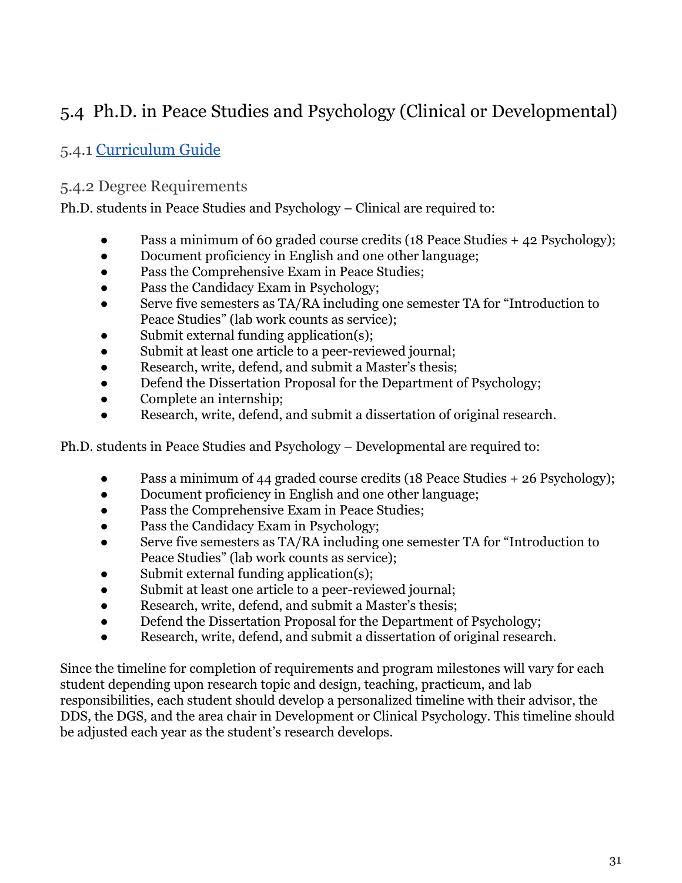## 5.4 Ph.D. in Peace Studies and Psychology (Clinical or Developmental)

### 5.4.1 Curriculum Guide

### 5.4.2 Degree Requirements

Ph.D. students in Peace Studies and Psychology – Clinical are required to:

- Pass a minimum of 60 graded course credits (18 Peace Studies + 42 Psychology);
- Document proficiency in English and one other language;
- Pass the Comprehensive Exam in Peace Studies;
- Pass the Candidacy Exam in Psychology;
- Serve five semesters as TA/RA including one semester TA for "Introduction to Peace Studies" (lab work counts as service);
- Submit external funding application(s);
- Submit at least one article to a peer-reviewed journal;
- Research, write, defend, and submit a Master's thesis;
- Defend the Dissertation Proposal for the Department of Psychology;
- Complete an internship;
- Research, write, defend, and submit a dissertation of original research.

Ph.D. students in Peace Studies and Psychology – Developmental are required to:

- Pass a minimum of 44 graded course credits (18 Peace Studies + 26 Psychology);
- Document proficiency in English and one other language;
- Pass the Comprehensive Exam in Peace Studies;
- Pass the Candidacy Exam in Psychology;
- Serve five semesters as TA/RA including one semester TA for "Introduction to Peace Studies" (lab work counts as service);
- Submit external funding application(s);
- Submit at least one article to a peer-reviewed journal;
- Research, write, defend, and submit a Master's thesis;
- Defend the Dissertation Proposal for the Department of Psychology;
- Research, write, defend, and submit a dissertation of original research.

Since the timeline for completion of requirements and program milestones will vary for each student depending upon research topic and design, teaching, practicum, and lab responsibilities, each student should develop a personalized timeline with their advisor, the DDS, the DGS, and the area chair in Development or Clinical Psychology. This timeline should be adjusted each year as the student's research develops.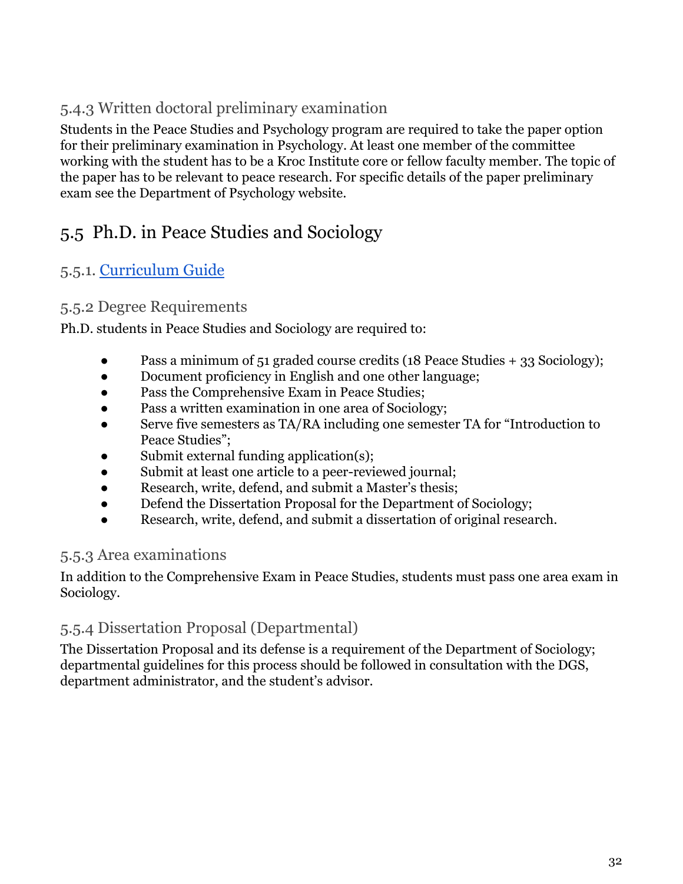### 5.4.3 Written doctoral preliminary examination

Students in the Peace Studies and Psychology program are required to take the paper option for their preliminary examination in Psychology. At least one member of the committee working with the student has to be a Kroc Institute core or fellow faculty member. The topic of the paper has to be relevant to peace research. For specific details of the paper preliminary exam see the Department of Psychology website.

## 5.5 Ph.D. in Peace Studies and Sociology

### 5.5.1. Curriculum Guide

### 5.5.2 Degree Requirements

Ph.D. students in Peace Studies and Sociology are required to:

- Pass a minimum of 51 graded course credits (18 Peace Studies + 33 Sociology);
- Document proficiency in English and one other language;
- Pass the Comprehensive Exam in Peace Studies;
- Pass a written examination in one area of Sociology;
- Serve five semesters as TA/RA including one semester TA for "Introduction to Peace Studies";
- Submit external funding application(s);
- Submit at least one article to a peer-reviewed journal;
- Research, write, defend, and submit a Master's thesis;
- Defend the Dissertation Proposal for the Department of Sociology;
- Research, write, defend, and submit a dissertation of original research.

### 5.5.3 Area examinations

In addition to the Comprehensive Exam in Peace Studies, students must pass one area exam in Sociology.

### 5.5.4 Dissertation Proposal (Departmental)

The Dissertation Proposal and its defense is a requirement of the Department of Sociology; departmental guidelines for this process should be followed in consultation with the DGS, department administrator, and the student's advisor.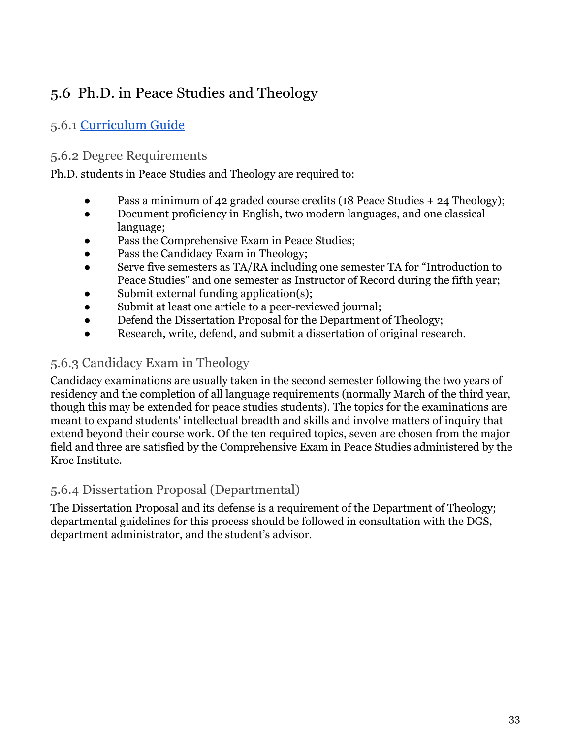## 5.6 Ph.D. in Peace Studies and Theology

### 5.6.1 [Curriculum Guide]()

### 5.6.2 Degree Requirements

Ph.D. students in Peace Studies and Theology are required to:

- Pass a minimum of 42 graded course credits (18 Peace Studies + 24 Theology);
- Document proficiency in English, two modern languages, and one classical language;
- Pass the Comprehensive Exam in Peace Studies;
- Pass the Candidacy Exam in Theology;
- Serve five semesters as TA/RA including one semester TA for "Introduction to Peace Studies" and one semester as Instructor of Record during the fifth year;
- Submit external funding application(s);
- Submit at least one article to a peer-reviewed journal;
- Defend the Dissertation Proposal for the Department of Theology;
- Research, write, defend, and submit a dissertation of original research.

### 5.6.3 Candidacy Exam in Theology

Candidacy examinations are usually taken in the second semester following the two years of residency and the completion of all language requirements (normally March of the third year, though this may be extended for peace studies students). The topics for the examinations are meant to expand students' intellectual breadth and skills and involve matters of inquiry that extend beyond their course work. Of the ten required topics, seven are chosen from the major field and three are satisfied by the Comprehensive Exam in Peace Studies administered by the Kroc Institute.

### 5.6.4 Dissertation Proposal (Departmental)

The Dissertation Proposal and its defense is a requirement of the Department of Theology; departmental guidelines for this process should be followed in consultation with the DGS, department administrator, and the student's advisor.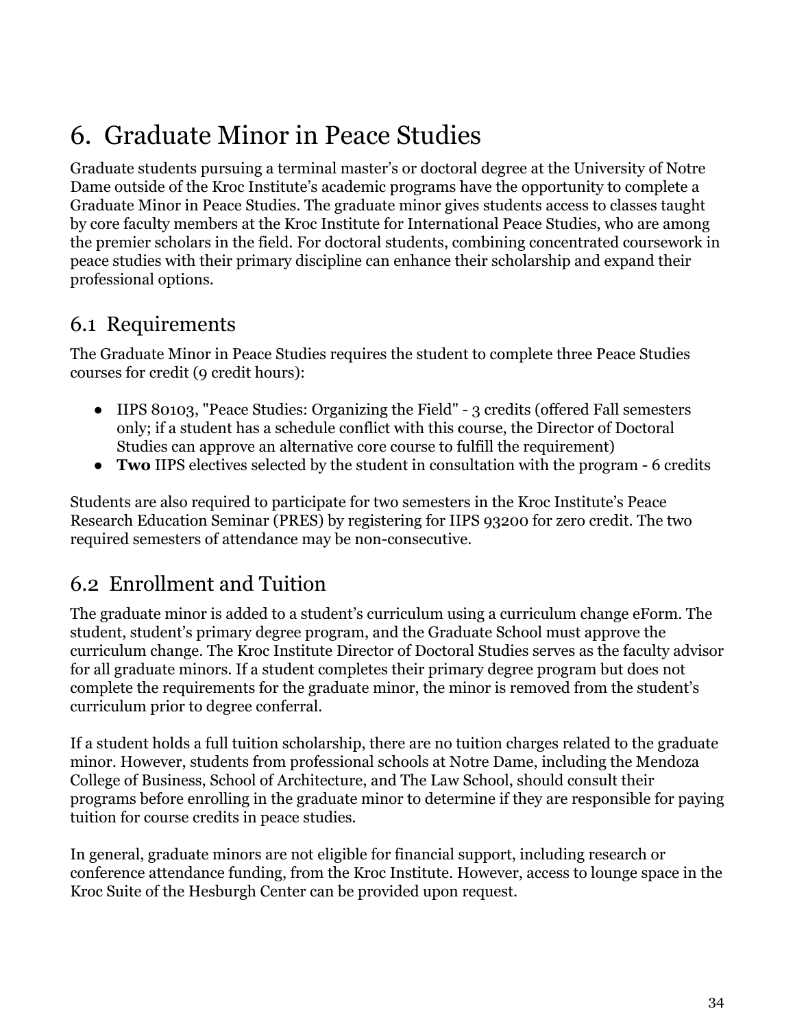# 6. Graduate Minor in Peace Studies

Graduate students pursuing a terminal master's or doctoral degree at the University of Notre Dame outside of the Kroc Institute's academic programs have the opportunity to complete a Graduate Minor in Peace Studies. The graduate minor gives students access to classes taught by core faculty members at the Kroc Institute for International Peace Studies, who are among the premier scholars in the field. For doctoral students, combining concentrated coursework in peace studies with their primary discipline can enhance their scholarship and expand their professional options.

## 6.1 Requirements

The Graduate Minor in Peace Studies requires the student to complete three Peace Studies courses for credit (9 credit hours):

- IIPS 80103, "Peace Studies: Organizing the Field" - 3 credits (offered Fall semesters only; if a student has a schedule conflict with this course, the Director of Doctoral Studies can approve an alternative core course to fulfill the requirement)
- **Two** IIPS electives selected by the student in consultation with the program - 6 credits

Students are also required to participate for two semesters in the Kroc Institute's Peace Research Education Seminar (PRES) by registering for IIPS 93200 for zero credit. The two required semesters of attendance may be non-consecutive.

## 6.2 Enrollment and Tuition

The graduate minor is added to a student's curriculum using a curriculum change eForm. The student, student's primary degree program, and the Graduate School must approve the curriculum change. The Kroc Institute Director of Doctoral Studies serves as the faculty advisor for all graduate minors. If a student completes their primary degree program but does not complete the requirements for the graduate minor, the minor is removed from the student's curriculum prior to degree conferral.

If a student holds a full tuition scholarship, there are no tuition charges related to the graduate minor. However, students from professional schools at Notre Dame, including the Mendoza College of Business, School of Architecture, and The Law School, should consult their programs before enrolling in the graduate minor to determine if they are responsible for paying tuition for course credits in peace studies.

In general, graduate minors are not eligible for financial support, including research or conference attendance funding, from the Kroc Institute. However, access to lounge space in the Kroc Suite of the Hesburgh Center can be provided upon request.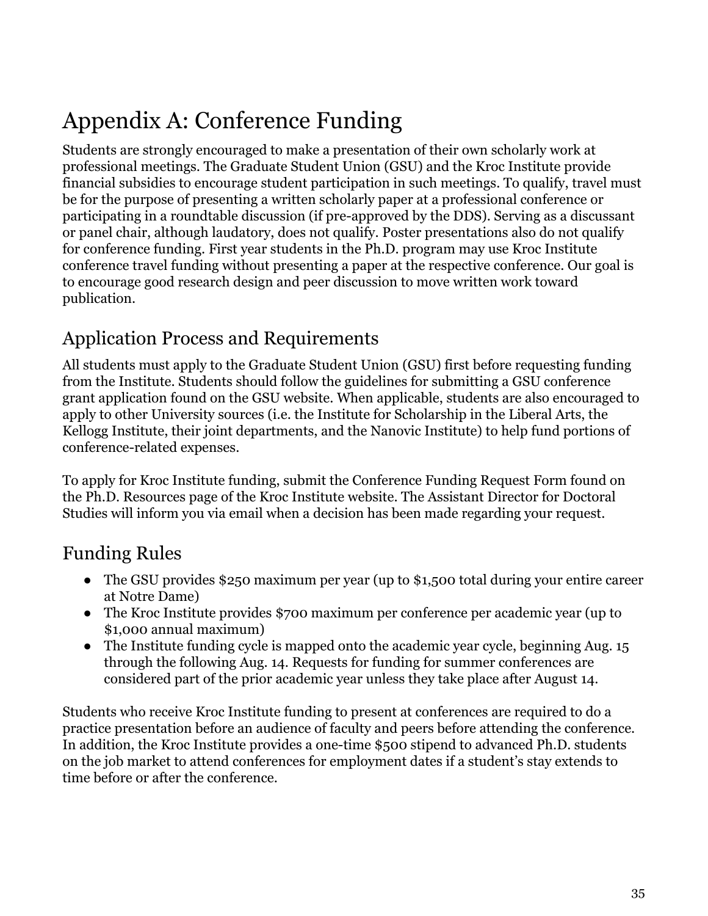# Appendix A: Conference Funding

Students are strongly encouraged to make a presentation of their own scholarly work at professional meetings. The Graduate Student Union (GSU) and the Kroc Institute provide financial subsidies to encourage student participation in such meetings. To qualify, travel must be for the purpose of presenting a written scholarly paper at a professional conference or participating in a roundtable discussion (if pre-approved by the DDS). Serving as a discussant or panel chair, although laudatory, does not qualify. Poster presentations also do not qualify for conference funding. First year students in the Ph.D. program may use Kroc Institute conference travel funding without presenting a paper at the respective conference. Our goal is to encourage good research design and peer discussion to move written work toward publication.

## Application Process and Requirements

All students must apply to the Graduate Student Union (GSU) first before requesting funding from the Institute. Students should follow the guidelines for submitting a GSU conference grant application found on the GSU website. When applicable, students are also encouraged to apply to other University sources (i.e. the Institute for Scholarship in the Liberal Arts, the Kellogg Institute, their joint departments, and the Nanovic Institute) to help fund portions of conference-related expenses.

To apply for Kroc Institute funding, submit the Conference Funding Request Form found on the Ph.D. Resources page of the Kroc Institute website. The Assistant Director for Doctoral Studies will inform you via email when a decision has been made regarding your request.

## Funding Rules

- The GSU provides $250 maximum per year (up to $1,500 total during your entire career at Notre Dame)
- The Kroc Institute provides $700 maximum per conference per academic year (up to $1,000 annual maximum)
- The Institute funding cycle is mapped onto the academic year cycle, beginning Aug. 15 through the following Aug. 14. Requests for funding for summer conferences are considered part of the prior academic year unless they take place after August 14.

Students who receive Kroc Institute funding to present at conferences are required to do a practice presentation before an audience of faculty and peers before attending the conference. In addition, the Kroc Institute provides a one-time $500 stipend to advanced Ph.D. students on the job market to attend conferences for employment dates if a student's stay extends to time before or after the conference.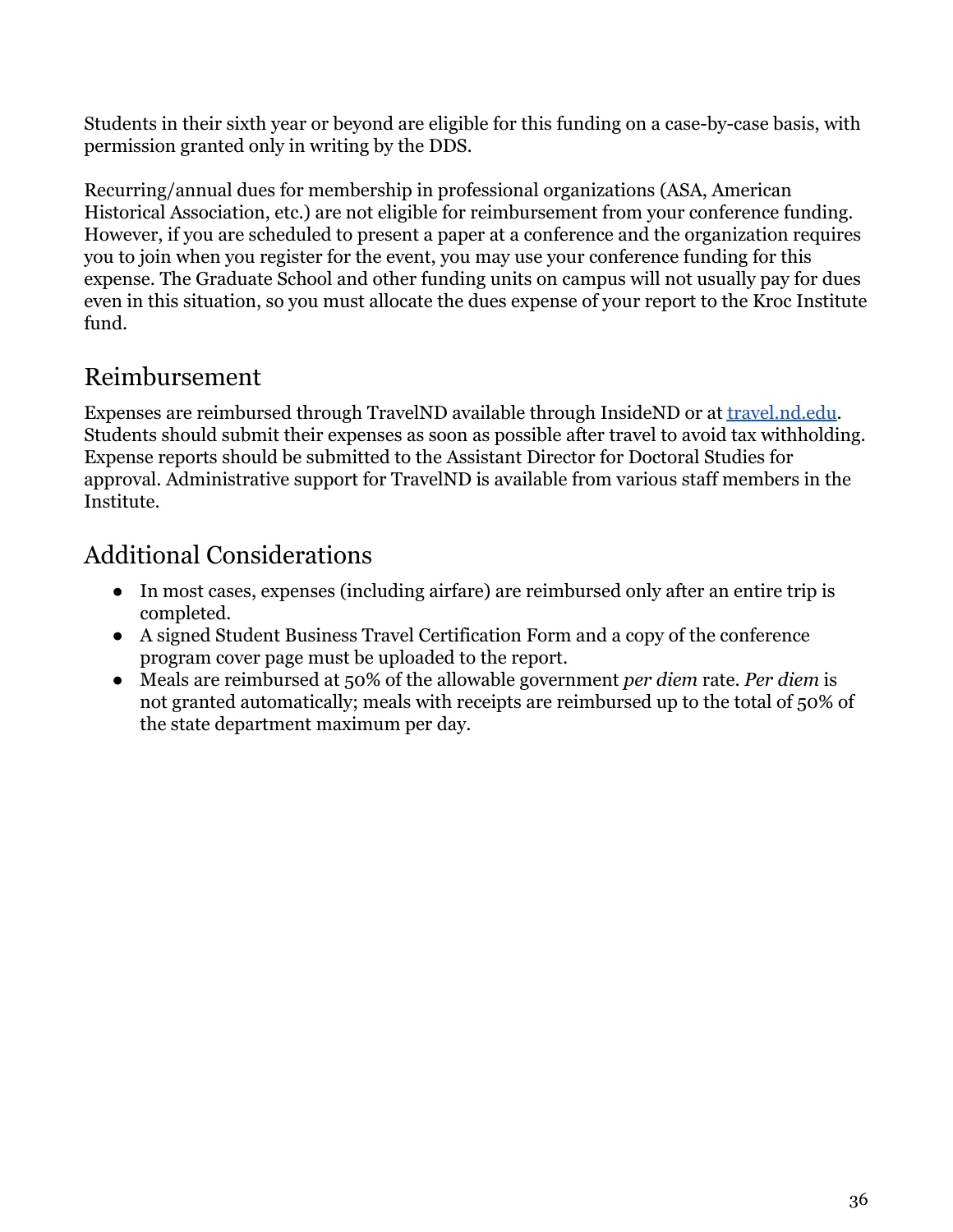Students in their sixth year or beyond are eligible for this funding on a case-by-case basis, with permission granted only in writing by the DDS.

Recurring/annual dues for membership in professional organizations (ASA, American Historical Association, etc.) are not eligible for reimbursement from your conference funding. However, if you are scheduled to present a paper at a conference and the organization requires you to join when you register for the event, you may use your conference funding for this expense. The Graduate School and other funding units on campus will not usually pay for dues even in this situation, so you must allocate the dues expense of your report to the Kroc Institute fund.

## Reimbursement

Expenses are reimbursed through TravelND available through InsideND or at [travel.nd.edu](travel.nd.edu). Students should submit their expenses as soon as possible after travel to avoid tax withholding. Expense reports should be submitted to the Assistant Director for Doctoral Studies for approval. Administrative support for TravelND is available from various staff members in the Institute.

## Additional Considerations

- In most cases, expenses (including airfare) are reimbursed only after an entire trip is completed.
- A signed Student Business Travel Certification Form and a copy of the conference program cover page must be uploaded to the report.
- Meals are reimbursed at 50% of the allowable government *per diem* rate. *Per diem* is not granted automatically; meals with receipts are reimbursed up to the total of 50% of the state department maximum per day.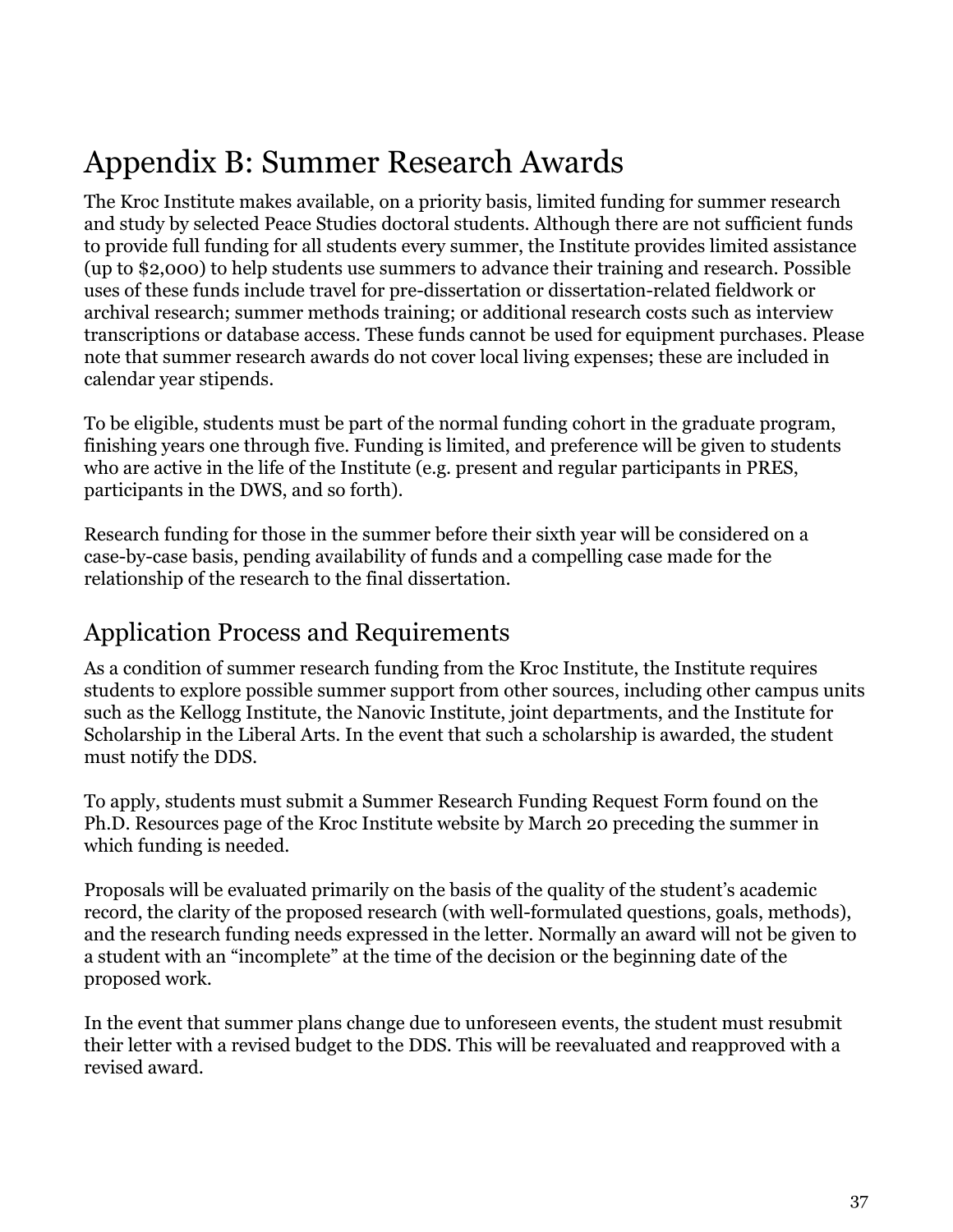# Appendix B: Summer Research Awards

The Kroc Institute makes available, on a priority basis, limited funding for summer research and study by selected Peace Studies doctoral students. Although there are not sufficient funds to provide full funding for all students every summer, the Institute provides limited assistance (up to $2,000) to help students use summers to advance their training and research. Possible uses of these funds include travel for pre-dissertation or dissertation-related fieldwork or archival research; summer methods training; or additional research costs such as interview transcriptions or database access. These funds cannot be used for equipment purchases. Please note that summer research awards do not cover local living expenses; these are included in calendar year stipends.

To be eligible, students must be part of the normal funding cohort in the graduate program, finishing years one through five. Funding is limited, and preference will be given to students who are active in the life of the Institute (e.g. present and regular participants in PRES, participants in the DWS, and so forth).

Research funding for those in the summer before their sixth year will be considered on a case-by-case basis, pending availability of funds and a compelling case made for the relationship of the research to the final dissertation.

## Application Process and Requirements

As a condition of summer research funding from the Kroc Institute, the Institute requires students to explore possible summer support from other sources, including other campus units such as the Kellogg Institute, the Nanovic Institute, joint departments, and the Institute for Scholarship in the Liberal Arts. In the event that such a scholarship is awarded, the student must notify the DDS.

To apply, students must submit a Summer Research Funding Request Form found on the Ph.D. Resources page of the Kroc Institute website by March 20 preceding the summer in which funding is needed.

Proposals will be evaluated primarily on the basis of the quality of the student's academic record, the clarity of the proposed research (with well-formulated questions, goals, methods), and the research funding needs expressed in the letter. Normally an award will not be given to a student with an "incomplete" at the time of the decision or the beginning date of the proposed work.

In the event that summer plans change due to unforeseen events, the student must resubmit their letter with a revised budget to the DDS. This will be reevaluated and reapproved with a revised award.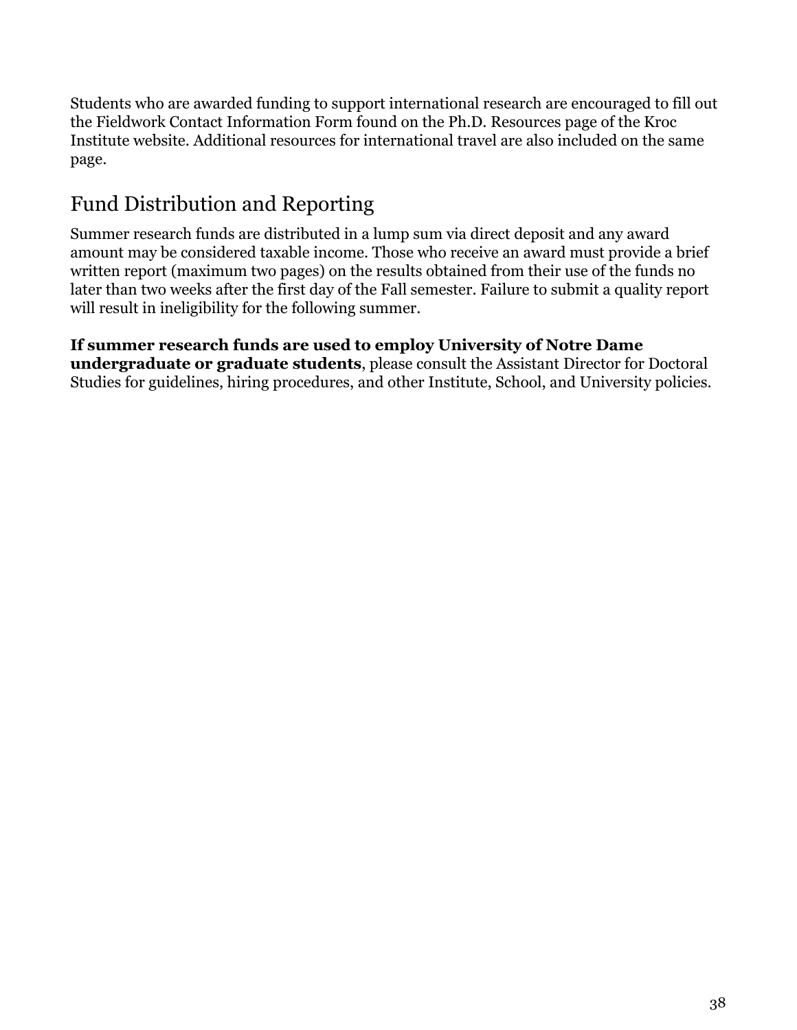Students who are awarded funding to support international research are encouraged to fill out the Fieldwork Contact Information Form found on the Ph.D. Resources page of the Kroc Institute website. Additional resources for international travel are also included on the same page.

## Fund Distribution and Reporting

Summer research funds are distributed in a lump sum via direct deposit and any award amount may be considered taxable income. Those who receive an award must provide a brief written report (maximum two pages) on the results obtained from their use of the funds no later than two weeks after the first day of the Fall semester. Failure to submit a quality report will result in ineligibility for the following summer.

**If summer research funds are used to employ University of Notre Dame undergraduate or graduate students**, please consult the Assistant Director for Doctoral Studies for guidelines, hiring procedures, and other Institute, School, and University policies.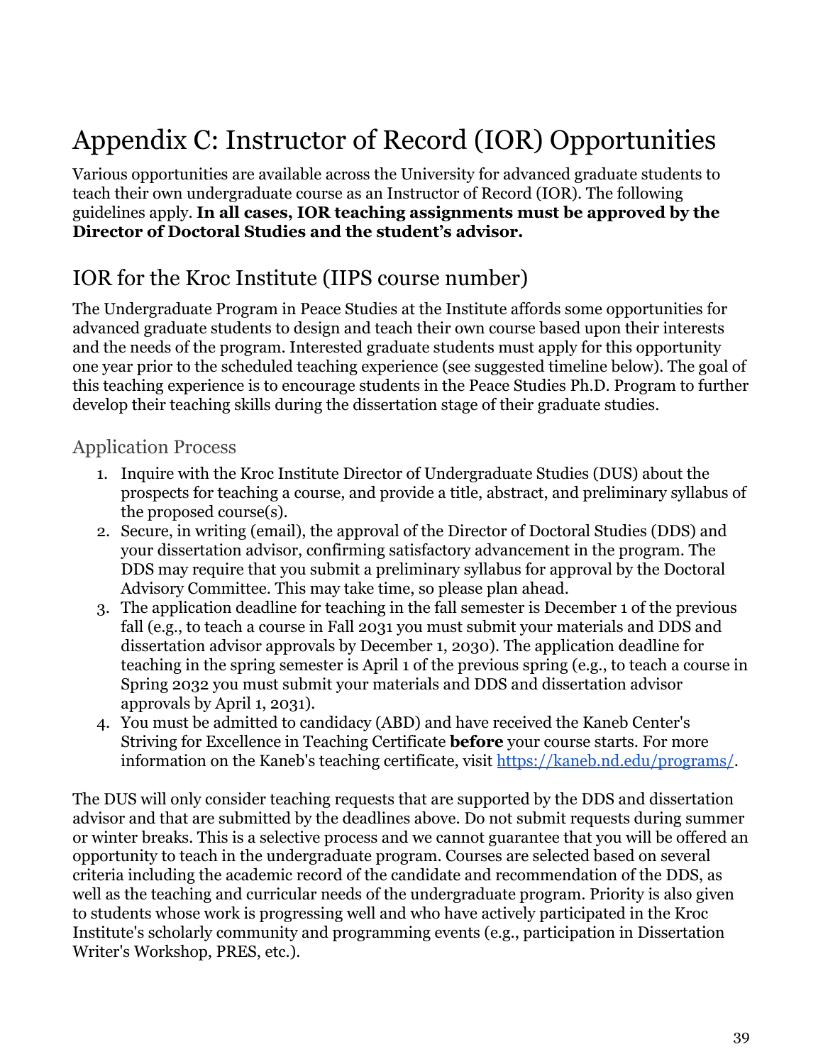# Appendix C: Instructor of Record (IOR) Opportunities

Various opportunities are available across the University for advanced graduate students to teach their own undergraduate course as an Instructor of Record (IOR). The following guidelines apply. **In all cases, IOR teaching assignments must be approved by the Director of Doctoral Studies and the student's advisor.**

## IOR for the Kroc Institute (IIPS course number)

The Undergraduate Program in Peace Studies at the Institute affords some opportunities for advanced graduate students to design and teach their own course based upon their interests and the needs of the program. Interested graduate students must apply for this opportunity one year prior to the scheduled teaching experience (see suggested timeline below). The goal of this teaching experience is to encourage students in the Peace Studies Ph.D. Program to further develop their teaching skills during the dissertation stage of their graduate studies.

### Application Process

1. Inquire with the Kroc Institute Director of Undergraduate Studies (DUS) about the prospects for teaching a course, and provide a title, abstract, and preliminary syllabus of the proposed course(s).
2. Secure, in writing (email), the approval of the Director of Doctoral Studies (DDS) and your dissertation advisor, confirming satisfactory advancement in the program. The DDS may require that you submit a preliminary syllabus for approval by the Doctoral Advisory Committee. This may take time, so please plan ahead.
3. The application deadline for teaching in the fall semester is December 1 of the previous fall (e.g., to teach a course in Fall 2031 you must submit your materials and DDS and dissertation advisor approvals by December 1, 2030). The application deadline for teaching in the spring semester is April 1 of the previous spring (e.g., to teach a course in Spring 2032 you must submit your materials and DDS and dissertation advisor approvals by April 1, 2031).
4. You must be admitted to candidacy (ABD) and have received the Kaneb Center's Striving for Excellence in Teaching Certificate **before** your course starts. For more information on the Kaneb's teaching certificate, visit https://kaneb.nd.edu/programs/.

The DUS will only consider teaching requests that are supported by the DDS and dissertation advisor and that are submitted by the deadlines above. Do not submit requests during summer or winter breaks. This is a selective process and we cannot guarantee that you will be offered an opportunity to teach in the undergraduate program. Courses are selected based on several criteria including the academic record of the candidate and recommendation of the DDS, as well as the teaching and curricular needs of the undergraduate program. Priority is also given to students whose work is progressing well and who have actively participated in the Kroc Institute's scholarly community and programming events (e.g., participation in Dissertation Writer's Workshop, PRES, etc.).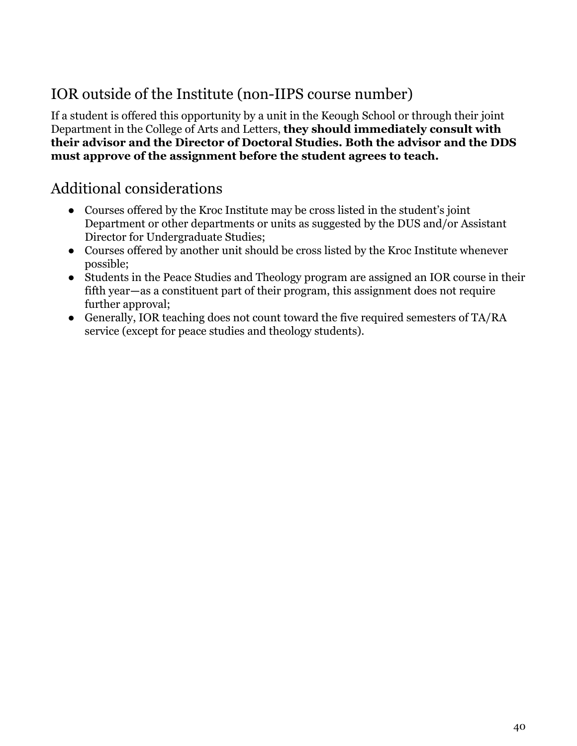## IOR outside of the Institute (non-IIPS course number)

If a student is offered this opportunity by a unit in the Keough School or through their joint Department in the College of Arts and Letters, **they should immediately consult with their advisor and the Director of Doctoral Studies. Both the advisor and the DDS must approve of the assignment before the student agrees to teach.**

## Additional considerations

- Courses offered by the Kroc Institute may be cross listed in the student's joint Department or other departments or units as suggested by the DUS and/or Assistant Director for Undergraduate Studies;
- Courses offered by another unit should be cross listed by the Kroc Institute whenever possible;
- Students in the Peace Studies and Theology program are assigned an IOR course in their fifth year—as a constituent part of their program, this assignment does not require further approval;
- Generally, IOR teaching does not count toward the five required semesters of TA/RA service (except for peace studies and theology students).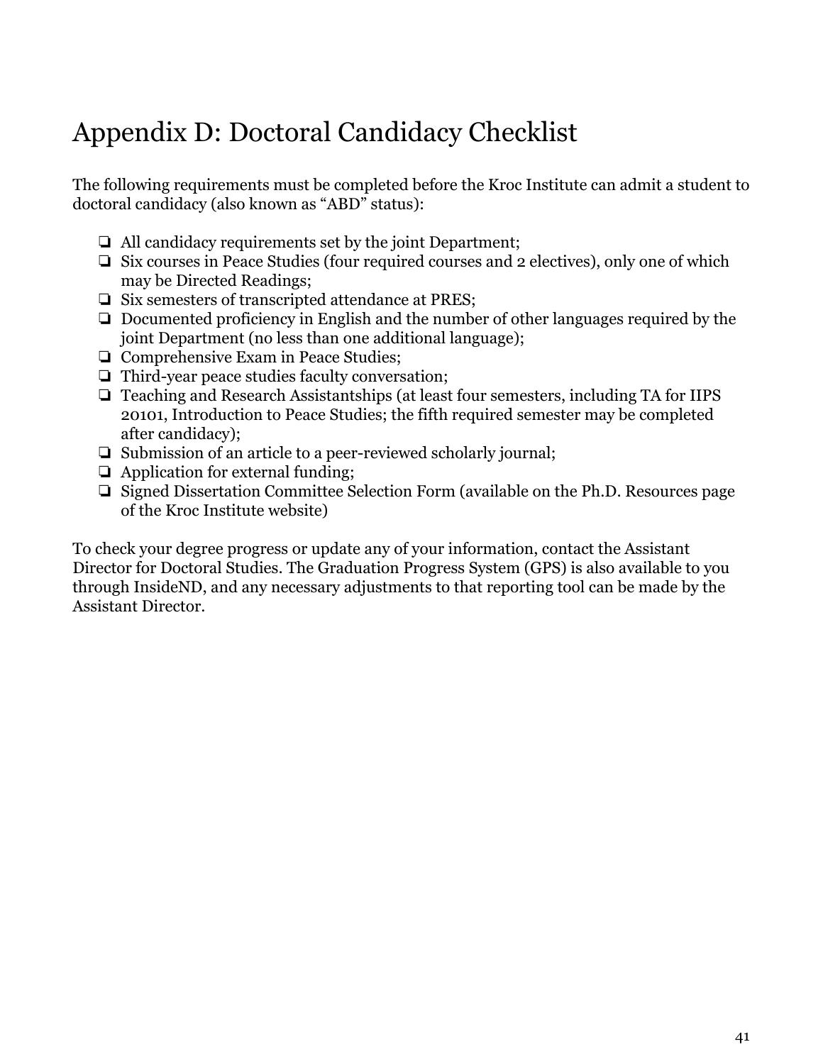# Appendix D: Doctoral Candidacy Checklist

The following requirements must be completed before the Kroc Institute can admit a student to doctoral candidacy (also known as "ABD" status):

- ❏ All candidacy requirements set by the joint Department;
- ❏ Six courses in Peace Studies (four required courses and 2 electives), only one of which may be Directed Readings;
- ❏ Six semesters of transcripted attendance at PRES;
- ❏ Documented proficiency in English and the number of other languages required by the joint Department (no less than one additional language);
- ❏ Comprehensive Exam in Peace Studies;
- ❏ Third-year peace studies faculty conversation;
- ❏ Teaching and Research Assistantships (at least four semesters, including TA for IIPS 20101, Introduction to Peace Studies; the fifth required semester may be completed after candidacy);
- ❏ Submission of an article to a peer-reviewed scholarly journal;
- ❏ Application for external funding;
- ❏ Signed Dissertation Committee Selection Form (available on the Ph.D. Resources page of the Kroc Institute website)

To check your degree progress or update any of your information, contact the Assistant Director for Doctoral Studies. The Graduation Progress System (GPS) is also available to you through InsideND, and any necessary adjustments to that reporting tool can be made by the Assistant Director.